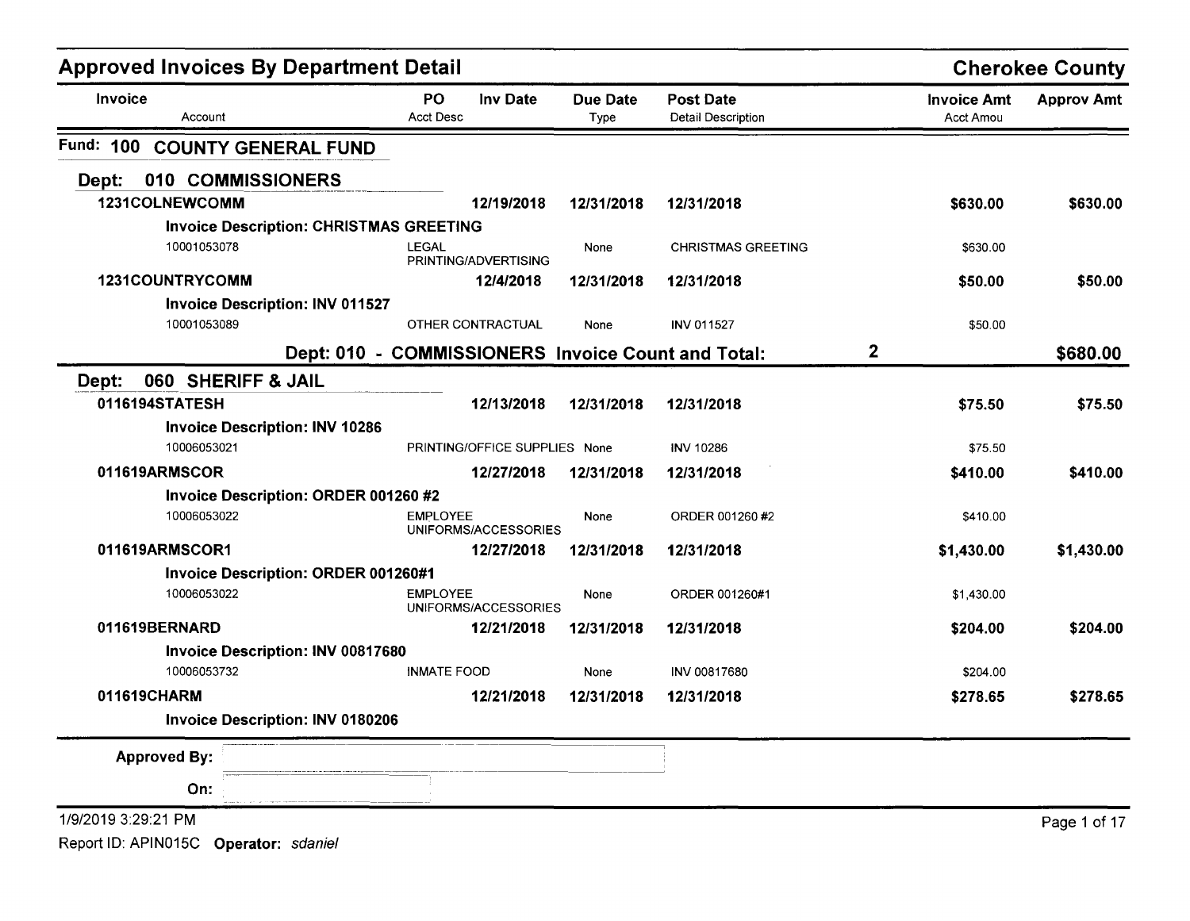# Approved Invoices By Department Detail

**Cherokee County**

| Invoice / Account | PO / Acct Desc | Inv Date | Due Date / Type | Post Date / Detail Description | Invoice Amt / Acct Amou | Approv Amt |
|---|---|---|---|---|---|---|

## Fund: 100 COUNTY GENERAL FUND

### Dept: 010 COMMISSIONERS

| Invoice / Account | PO / Acct Desc | Inv Date | Due Date / Type | Post Date / Detail Description | Invoice Amt / Acct Amou | Approv Amt |
|---|---|---|---|---|---|---|
| **1231COLNEWCOMM** | | **12/19/2018** | **12/31/2018** | **12/31/2018** | **$630.00** | **$630.00** |
| **Invoice Description: CHRISTMAS GREETING** | | | | | | |
| 10001053078 | LEGAL PRINTING/ADVERTISING | | None | CHRISTMAS GREETING | $630.00 | |
| **1231COUNTRYCOMM** | | **12/4/2018** | **12/31/2018** | **12/31/2018** | **$50.00** | **$50.00** |
| **Invoice Description: INV 011527** | | | | | | |
| 10001053089 | OTHER CONTRACTUAL | | None | INV 011527 | $50.00 | |

**Dept: 010 - COMMISSIONERS Invoice Count and Total: 2 — $680.00**

### Dept: 060 SHERIFF & JAIL

| Invoice / Account | PO / Acct Desc | Inv Date | Due Date / Type | Post Date / Detail Description | Invoice Amt / Acct Amou | Approv Amt |
|---|---|---|---|---|---|---|
| **0116194STATESH** | | **12/13/2018** | **12/31/2018** | **12/31/2018** | **$75.50** | **$75.50** |
| **Invoice Description: INV 10286** | | | | | | |
| 10006053021 | PRINTING/OFFICE SUPPLIES | | None | INV 10286 | $75.50 | |
| **011619ARMSCOR** | | **12/27/2018** | **12/31/2018** | **12/31/2018** | **$410.00** | **$410.00** |
| **Invoice Description: ORDER 001260 #2** | | | | | | |
| 10006053022 | EMPLOYEE UNIFORMS/ACCESSORIES | | None | ORDER 001260 #2 | $410.00 | |
| **011619ARMSCOR1** | | **12/27/2018** | **12/31/2018** | **12/31/2018** | **$1,430.00** | **$1,430.00** |
| **Invoice Description: ORDER 001260#1** | | | | | | |
| 10006053022 | EMPLOYEE UNIFORMS/ACCESSORIES | | None | ORDER 001260#1 | $1,430.00 | |
| **011619BERNARD** | | **12/21/2018** | **12/31/2018** | **12/31/2018** | **$204.00** | **$204.00** |
| **Invoice Description: INV 00817680** | | | | | | |
| 10006053732 | INMATE FOOD | | None | INV 00817680 | $204.00 | |
| **011619CHARM** | | **12/21/2018** | **12/31/2018** | **12/31/2018** | **$278.65** | **$278.65** |
| **Invoice Description: INV 0180206** | | | | | | |

**Approved By:**

**On:**

1/9/2019 3:29:21 PM

Report ID: APIN015C **Operator:** *sdaniel*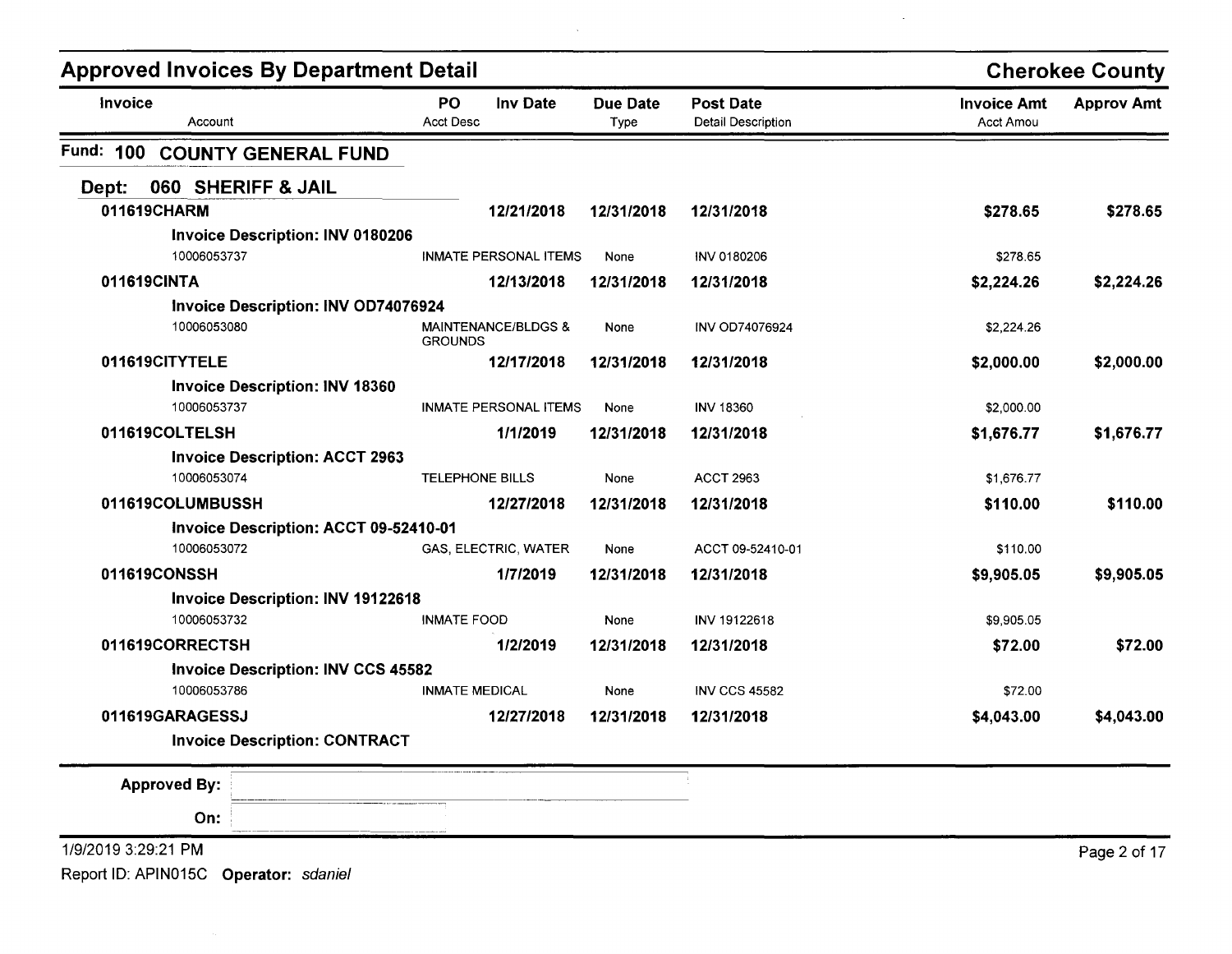## Approved Invoices By Department Detail

**Cherokee County**

| Invoice | PO | Inv Date | Due Date | Post Date | Invoice Amt | Approv Amt |
|---|---|---|---|---|---|---|
| Account | Acct Desc | | Type | Detail Description | Acct Amou | |

### Fund: 100 COUNTY GENERAL FUND

### Dept: 060 SHERIFF & JAIL

| Invoice | PO | Inv Date | Due Date | Post Date | Invoice Amt | Approv Amt |
|---|---|---|---|---|---|---|
| **011619CHARM** | | **12/21/2018** | **12/31/2018** | **12/31/2018** | **$278.65** | **$278.65** |
| **Invoice Description: INV 0180206** | | | | | | |
| 10006053737 | INMATE PERSONAL ITEMS | | None | INV 0180206 | $278.65 | |
| **011619CINTA** | | **12/13/2018** | **12/31/2018** | **12/31/2018** | **$2,224.26** | **$2,224.26** |
| **Invoice Description: INV OD74076924** | | | | | | |
| 10006053080 | MAINTENANCE/BLDGS & GROUNDS | | None | INV OD74076924 | $2,224.26 | |
| **011619CITYTELE** | | **12/17/2018** | **12/31/2018** | **12/31/2018** | **$2,000.00** | **$2,000.00** |
| **Invoice Description: INV 18360** | | | | | | |
| 10006053737 | INMATE PERSONAL ITEMS | | None | INV 18360 | $2,000.00 | |
| **011619COLTELSH** | | **1/1/2019** | **12/31/2018** | **12/31/2018** | **$1,676.77** | **$1,676.77** |
| **Invoice Description: ACCT 2963** | | | | | | |
| 10006053074 | TELEPHONE BILLS | | None | ACCT 2963 | $1,676.77 | |
| **011619COLUMBUSSH** | | **12/27/2018** | **12/31/2018** | **12/31/2018** | **$110.00** | **$110.00** |
| **Invoice Description: ACCT 09-52410-01** | | | | | | |
| 10006053072 | GAS, ELECTRIC, WATER | | None | ACCT 09-52410-01 | $110.00 | |
| **011619CONSSH** | | **1/7/2019** | **12/31/2018** | **12/31/2018** | **$9,905.05** | **$9,905.05** |
| **Invoice Description: INV 19122618** | | | | | | |
| 10006053732 | INMATE FOOD | | None | INV 19122618 | $9,905.05 | |
| **011619CORRECTSH** | | **1/2/2019** | **12/31/2018** | **12/31/2018** | **$72.00** | **$72.00** |
| **Invoice Description: INV CCS 45582** | | | | | | |
| 10006053786 | INMATE MEDICAL | | None | INV CCS 45582 | $72.00 | |
| **011619GARAGESSJ** | | **12/27/2018** | **12/31/2018** | **12/31/2018** | **$4,043.00** | **$4,043.00** |
| **Invoice Description: CONTRACT** | | | | | | |

**Approved By:**

**On:**

1/9/2019 3:29:21 PM

Report ID: APIN015C **Operator:** *sdaniel*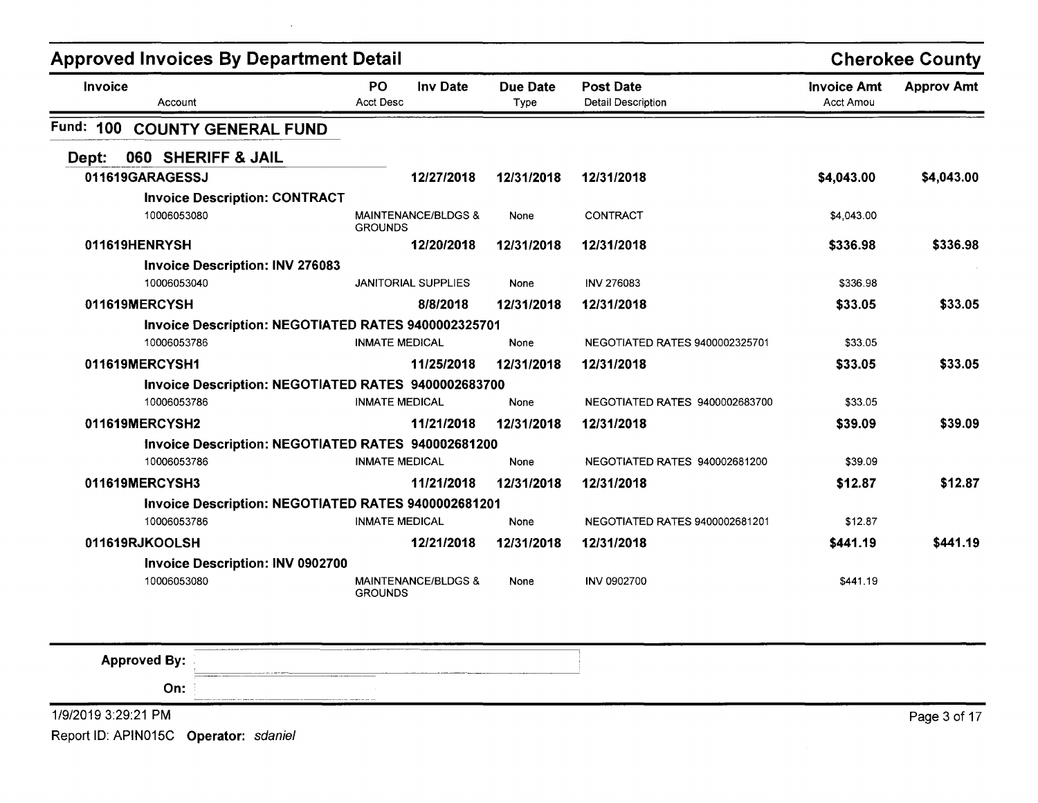# Approved Invoices By Department Detail

## Cherokee County

| Invoice<br>Account | PO<br>Acct Desc | Inv Date | Due Date<br>Type | Post Date<br>Detail Description | Invoice Amt<br>Acct Amou | Approv Amt |
|---|---|---|---|---|---|---|

### Fund: 100 COUNTY GENERAL FUND

#### Dept: 060 SHERIFF & JAIL

| Invoice<br>Account | PO<br>Acct Desc | Inv Date | Due Date<br>Type | Post Date<br>Detail Description | Invoice Amt<br>Acct Amou | Approv Amt |
|---|---|---|---|---|---|---|
| **011619GARAGESSJ** | | **12/27/2018** | **12/31/2018** | **12/31/2018** | **$4,043.00** | **$4,043.00** |
| **Invoice Description: CONTRACT** | | | | | | |
| 10006053080 | MAINTENANCE/BLDGS & GROUNDS | | None | CONTRACT | $4,043.00 | |
| **011619HENRYSH** | | **12/20/2018** | **12/31/2018** | **12/31/2018** | **$336.98** | **$336.98** |
| **Invoice Description: INV 276083** | | | | | | |
| 10006053040 | JANITORIAL SUPPLIES | | None | INV 276083 | $336.98 | |
| **011619MERCYSH** | | **8/8/2018** | **12/31/2018** | **12/31/2018** | **$33.05** | **$33.05** |
| **Invoice Description: NEGOTIATED RATES 9400002325701** | | | | | | |
| 10006053786 | INMATE MEDICAL | | None | NEGOTIATED RATES 9400002325701 | $33.05 | |
| **011619MERCYSH1** | | **11/25/2018** | **12/31/2018** | **12/31/2018** | **$33.05** | **$33.05** |
| **Invoice Description: NEGOTIATED RATES 9400002683700** | | | | | | |
| 10006053786 | INMATE MEDICAL | | None | NEGOTIATED RATES 9400002683700 | $33.05 | |
| **011619MERCYSH2** | | **11/21/2018** | **12/31/2018** | **12/31/2018** | **$39.09** | **$39.09** |
| **Invoice Description: NEGOTIATED RATES 940002681200** | | | | | | |
| 10006053786 | INMATE MEDICAL | | None | NEGOTIATED RATES 940002681200 | $39.09 | |
| **011619MERCYSH3** | | **11/21/2018** | **12/31/2018** | **12/31/2018** | **$12.87** | **$12.87** |
| **Invoice Description: NEGOTIATED RATES 9400002681201** | | | | | | |
| 10006053786 | INMATE MEDICAL | | None | NEGOTIATED RATES 9400002681201 | $12.87 | |
| **011619RJKOOLSH** | | **12/21/2018** | **12/31/2018** | **12/31/2018** | **$441.19** | **$441.19** |
| **Invoice Description: INV 0902700** | | | | | | |
| 10006053080 | MAINTENANCE/BLDGS & GROUNDS | | None | INV 0902700 | $441.19 | |

**Approved By:**

**On:**

1/9/2019 3:29:21 PM

Report ID: APIN015C **Operator:** *sdaniel*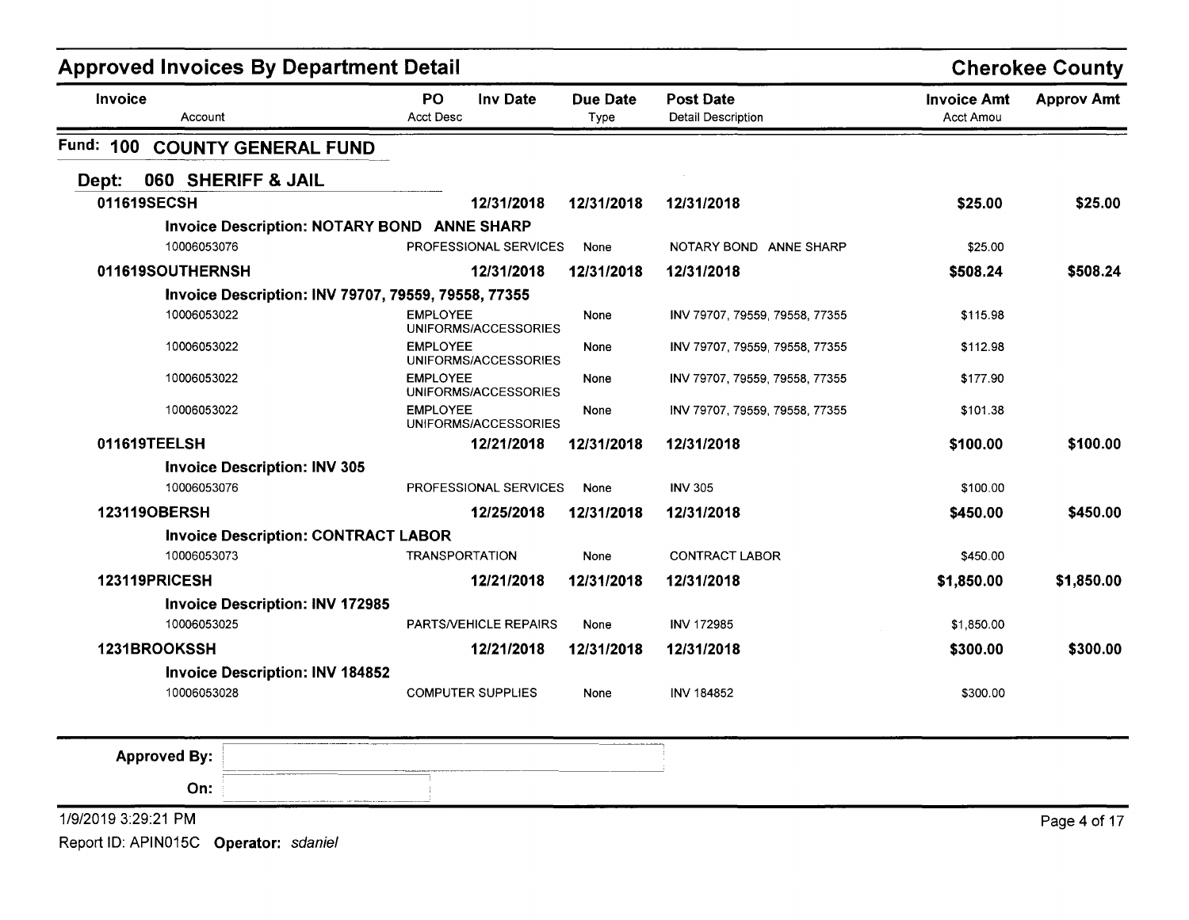## Approved Invoices By Department Detail

**Cherokee County**

| Invoice | PO | Inv Date | Due Date | Post Date | Invoice Amt | Approv Amt |
|---|---|---|---|---|---|---|
| Account | Acct Desc | | Type | Detail Description | Acct Amou | |

### Fund: 100 COUNTY GENERAL FUND

#### Dept: 060 SHERIFF & JAIL

| Invoice / Account | PO / Acct Desc | Inv Date | Due Date / Type | Post Date / Detail Description | Invoice Amt / Acct Amou | Approv Amt |
|---|---|---|---|---|---|---|
| **011619SECSH** | | **12/31/2018** | **12/31/2018** | **12/31/2018** | **$25.00** | **$25.00** |
| **Invoice Description: NOTARY BOND ANNE SHARP** | | | | | | |
| 10006053076 | PROFESSIONAL SERVICES | | None | NOTARY BOND ANNE SHARP | $25.00 | |
| **011619SOUTHERNSH** | | **12/31/2018** | **12/31/2018** | **12/31/2018** | **$508.24** | **$508.24** |
| **Invoice Description: INV 79707, 79559, 79558, 77355** | | | | | | |
| 10006053022 | EMPLOYEE UNIFORMS/ACCESSORIES | | None | INV 79707, 79559, 79558, 77355 | $115.98 | |
| 10006053022 | EMPLOYEE UNIFORMS/ACCESSORIES | | None | INV 79707, 79559, 79558, 77355 | $112.98 | |
| 10006053022 | EMPLOYEE UNIFORMS/ACCESSORIES | | None | INV 79707, 79559, 79558, 77355 | $177.90 | |
| 10006053022 | EMPLOYEE UNIFORMS/ACCESSORIES | | None | INV 79707, 79559, 79558, 77355 | $101.38 | |
| **011619TEELSH** | | **12/21/2018** | **12/31/2018** | **12/31/2018** | **$100.00** | **$100.00** |
| **Invoice Description: INV 305** | | | | | | |
| 10006053076 | PROFESSIONAL SERVICES | | None | INV 305 | $100.00 | |
| **123119OBERSH** | | **12/25/2018** | **12/31/2018** | **12/31/2018** | **$450.00** | **$450.00** |
| **Invoice Description: CONTRACT LABOR** | | | | | | |
| 10006053073 | TRANSPORTATION | | None | CONTRACT LABOR | $450.00 | |
| **123119PRICESH** | | **12/21/2018** | **12/31/2018** | **12/31/2018** | **$1,850.00** | **$1,850.00** |
| **Invoice Description: INV 172985** | | | | | | |
| 10006053025 | PARTS/VEHICLE REPAIRS | | None | INV 172985 | $1,850.00 | |
| **1231BROOKSSH** | | **12/21/2018** | **12/31/2018** | **12/31/2018** | **$300.00** | **$300.00** |
| **Invoice Description: INV 184852** | | | | | | |
| 10006053028 | COMPUTER SUPPLIES | | None | INV 184852 | $300.00 | |

**Approved By:**

**On:**

1/9/2019 3:29:21 PM

Report ID: APIN015C **Operator:** *sdaniel*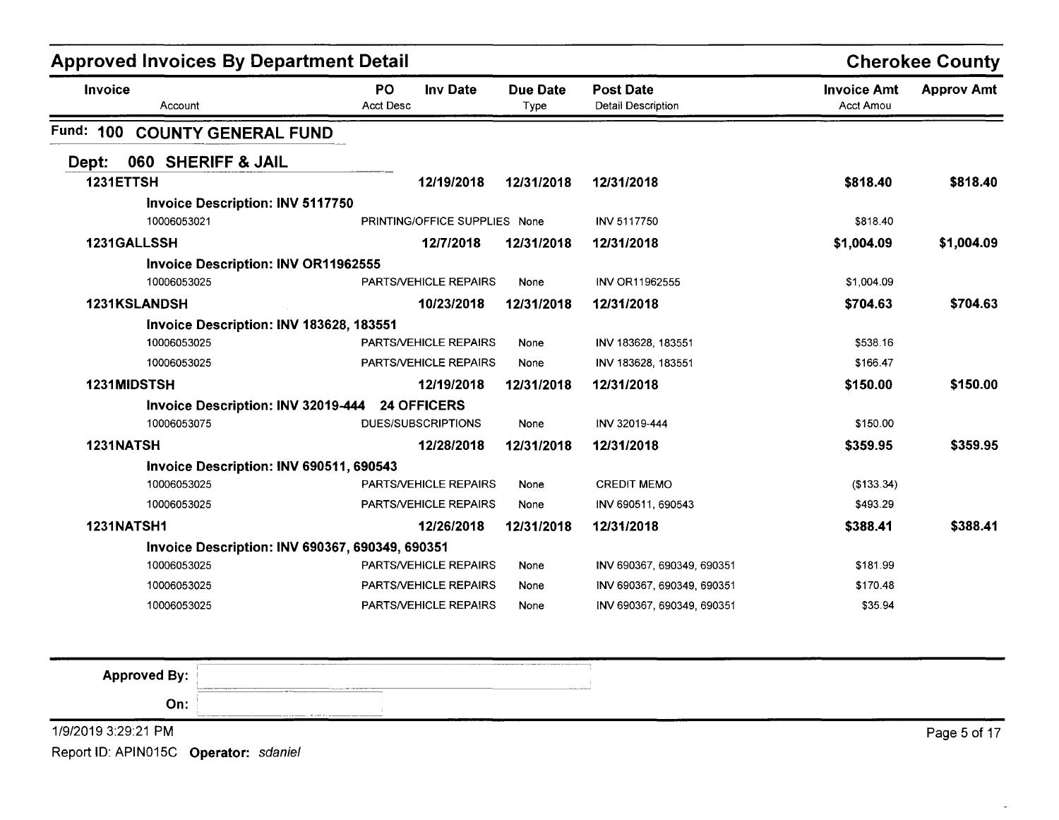## Approved Invoices By Department Detail

**Cherokee County**

| Invoice / Account | PO / Acct Desc | Inv Date | Due Date / Type | Post Date / Detail Description | Invoice Amt / Acct Amou | Approv Amt |
|---|---|---|---|---|---|---|

### Fund: 100 COUNTY GENERAL FUND

#### Dept: 060 SHERIFF & JAIL

| Invoice / Account | PO / Acct Desc | Inv Date | Due Date / Type | Post Date / Detail Description | Invoice Amt / Acct Amou | Approv Amt |
|---|---|---|---|---|---|---|
| **1231ETTSH** | | **12/19/2018** | **12/31/2018** | **12/31/2018** | **$818.40** | **$818.40** |
| **Invoice Description: INV 5117750** | | | | | | |
| 10006053021 | PRINTING/OFFICE SUPPLIES | | None | INV 5117750 | $818.40 | |
| **1231GALLSSH** | | **12/7/2018** | **12/31/2018** | **12/31/2018** | **$1,004.09** | **$1,004.09** |
| **Invoice Description: INV OR11962555** | | | | | | |
| 10006053025 | PARTS/VEHICLE REPAIRS | | None | INV OR11962555 | $1,004.09 | |
| **1231KSLANDSH** | | **10/23/2018** | **12/31/2018** | **12/31/2018** | **$704.63** | **$704.63** |
| **Invoice Description: INV 183628, 183551** | | | | | | |
| 10006053025 | PARTS/VEHICLE REPAIRS | | None | INV 183628, 183551 | $538.16 | |
| 10006053025 | PARTS/VEHICLE REPAIRS | | None | INV 183628, 183551 | $166.47 | |
| **1231MIDSTSH** | | **12/19/2018** | **12/31/2018** | **12/31/2018** | **$150.00** | **$150.00** |
| **Invoice Description: INV 32019-444 24 OFFICERS** | | | | | | |
| 10006053075 | DUES/SUBSCRIPTIONS | | None | INV 32019-444 | $150.00 | |
| **1231NATSH** | | **12/28/2018** | **12/31/2018** | **12/31/2018** | **$359.95** | **$359.95** |
| **Invoice Description: INV 690511, 690543** | | | | | | |
| 10006053025 | PARTS/VEHICLE REPAIRS | | None | CREDIT MEMO | ($133.34) | |
| 10006053025 | PARTS/VEHICLE REPAIRS | | None | INV 690511, 690543 | $493.29 | |
| **1231NATSH1** | | **12/26/2018** | **12/31/2018** | **12/31/2018** | **$388.41** | **$388.41** |
| **Invoice Description: INV 690367, 690349, 690351** | | | | | | |
| 10006053025 | PARTS/VEHICLE REPAIRS | | None | INV 690367, 690349, 690351 | $181.99 | |
| 10006053025 | PARTS/VEHICLE REPAIRS | | None | INV 690367, 690349, 690351 | $170.48 | |
| 10006053025 | PARTS/VEHICLE REPAIRS | | None | INV 690367, 690349, 690351 | $35.94 | |

**Approved By:**

**On:**

1/9/2019 3:29:21 PM

Report ID: APIN015C **Operator:** *sdaniel*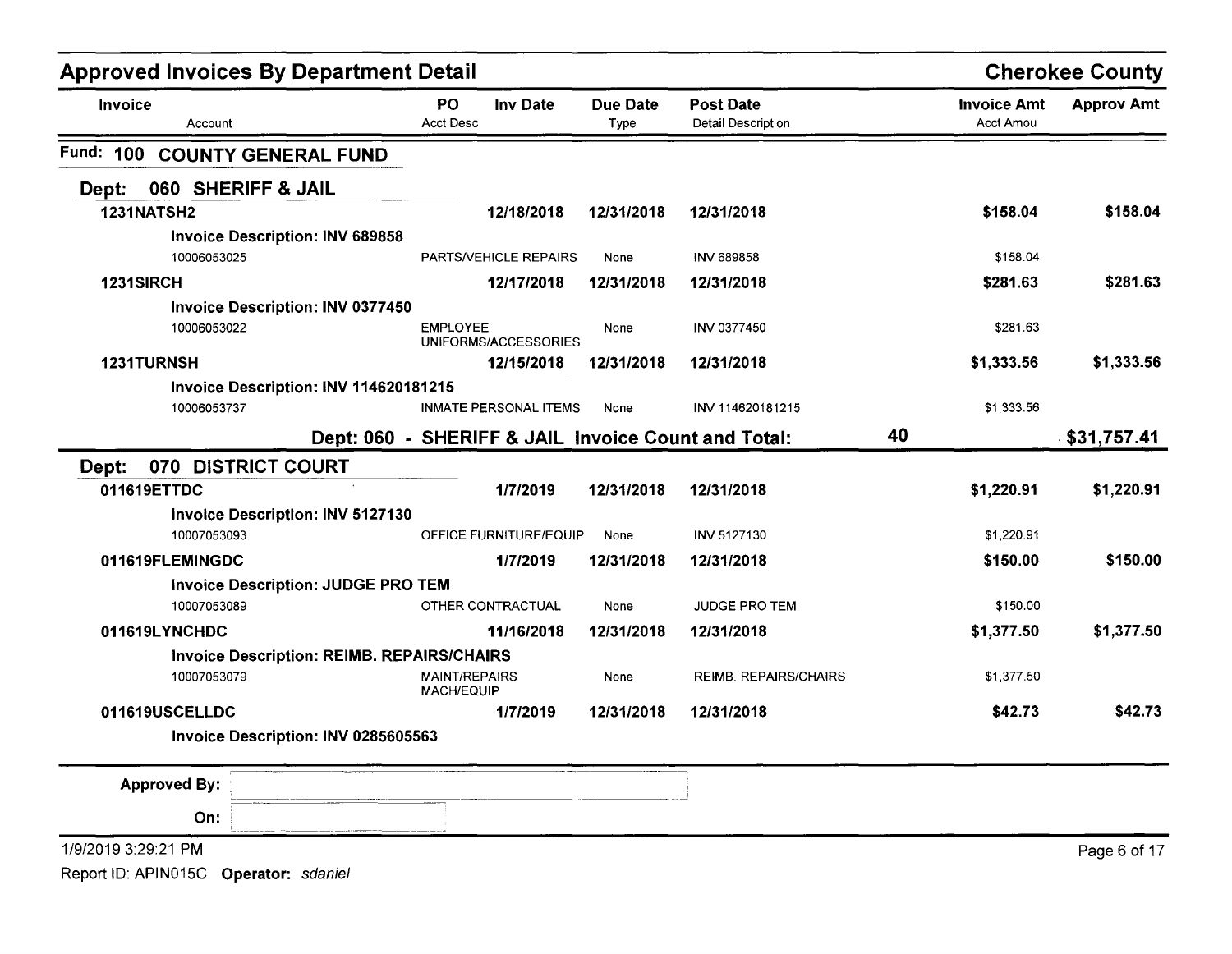# Approved Invoices By Department Detail

**Cherokee County**

| Invoice / Account | PO / Acct Desc | Inv Date | Due Date / Type | Post Date / Detail Description | Invoice Amt / Acct Amou | Approv Amt |
|---|---|---|---|---|---|---|

## Fund: 100 COUNTY GENERAL FUND

### Dept: 060 SHERIFF & JAIL

| Invoice / Account | PO / Acct Desc | Inv Date | Due Date / Type | Post Date / Detail Description | Invoice Amt / Acct Amou | Approv Amt |
|---|---|---|---|---|---|---|
| **1231NATSH2** | | **12/18/2018** | **12/31/2018** | **12/31/2018** | **$158.04** | **$158.04** |
| **Invoice Description: INV 689858** | | | | | | |
| 10006053025 | PARTS/VEHICLE REPAIRS | | None | INV 689858 | $158.04 | |
| **1231SIRCH** | | **12/17/2018** | **12/31/2018** | **12/31/2018** | **$281.63** | **$281.63** |
| **Invoice Description: INV 0377450** | | | | | | |
| 10006053022 | EMPLOYEE UNIFORMS/ACCESSORIES | | None | INV 0377450 | $281.63 | |
| **1231TURNSH** | | **12/15/2018** | **12/31/2018** | **12/31/2018** | **$1,333.56** | **$1,333.56** |
| **Invoice Description: INV 114620181215** | | | | | | |
| 10006053737 | INMATE PERSONAL ITEMS | | None | INV 114620181215 | $1,333.56 | |

**Dept: 060 - SHERIFF & JAIL Invoice Count and Total: 40 — $31,757.41**

### Dept: 070 DISTRICT COURT

| Invoice / Account | PO / Acct Desc | Inv Date | Due Date / Type | Post Date / Detail Description | Invoice Amt / Acct Amou | Approv Amt |
|---|---|---|---|---|---|---|
| **011619ETTDC** | | **1/7/2019** | **12/31/2018** | **12/31/2018** | **$1,220.91** | **$1,220.91** |
| **Invoice Description: INV 5127130** | | | | | | |
| 10007053093 | OFFICE FURNITURE/EQUIP | | None | INV 5127130 | $1,220.91 | |
| **011619FLEMINGDC** | | **1/7/2019** | **12/31/2018** | **12/31/2018** | **$150.00** | **$150.00** |
| **Invoice Description: JUDGE PRO TEM** | | | | | | |
| 10007053089 | OTHER CONTRACTUAL | | None | JUDGE PRO TEM | $150.00 | |
| **011619LYNCHDC** | | **11/16/2018** | **12/31/2018** | **12/31/2018** | **$1,377.50** | **$1,377.50** |
| **Invoice Description: REIMB. REPAIRS/CHAIRS** | | | | | | |
| 10007053079 | MAINT/REPAIRS MACH/EQUIP | | None | REIMB. REPAIRS/CHAIRS | $1,377.50 | |
| **011619USCELLDC** | | **1/7/2019** | **12/31/2018** | **12/31/2018** | **$42.73** | **$42.73** |
| **Invoice Description: INV 0285605563** | | | | | | |

**Approved By:**

**On:**

1/9/2019 3:29:21 PM

Report ID: APIN015C **Operator:** *sdaniel*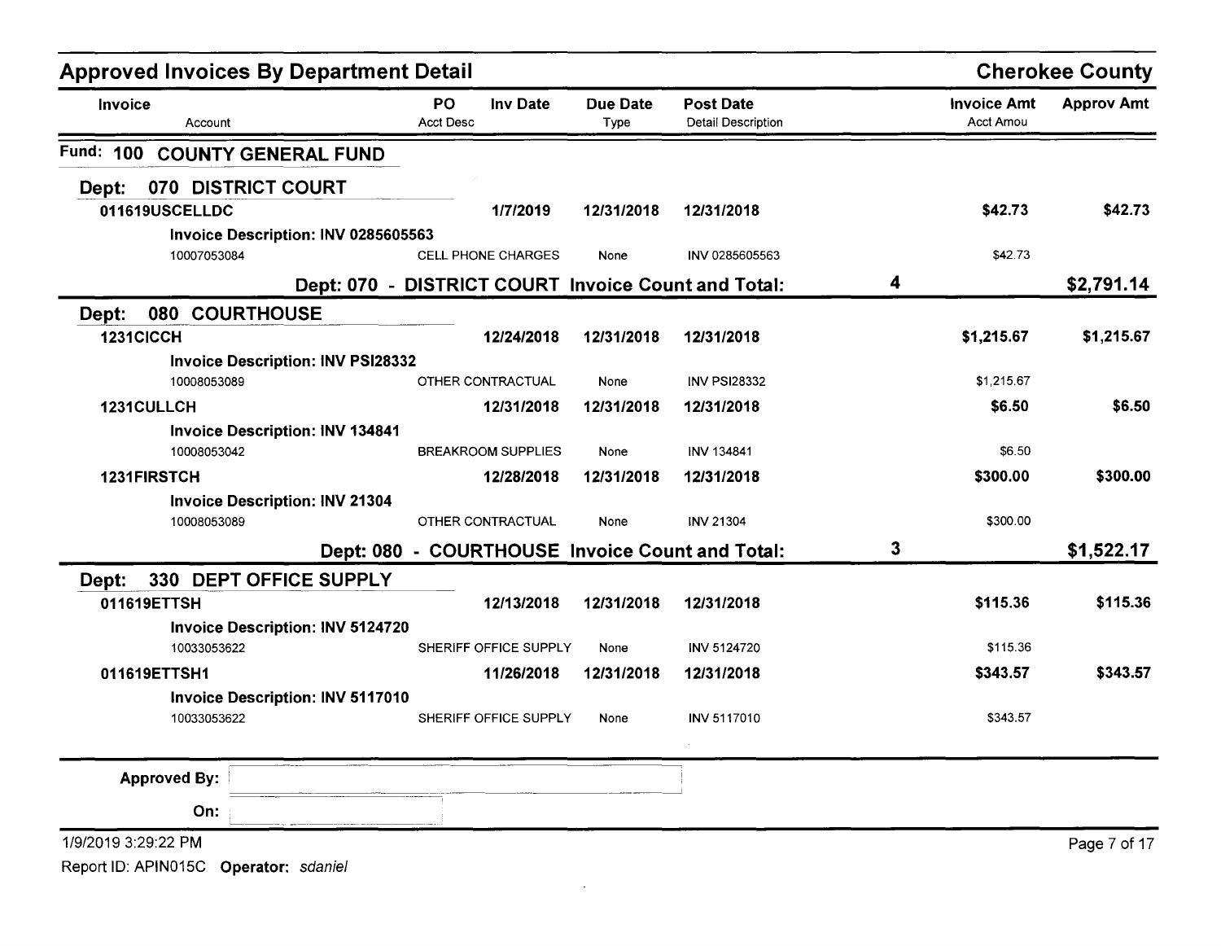## Approved Invoices By Department Detail

**Cherokee County**

| Invoice / Account | PO / Acct Desc | Inv Date | Due Date / Type | Post Date / Detail Description | | Invoice Amt / Acct Amou | Approv Amt |
|---|---|---|---|---|---|---|---|

### Fund: 100 COUNTY GENERAL FUND

#### Dept: 070 DISTRICT COURT

| Invoice / Account | PO / Acct Desc | Inv Date | Due Date / Type | Post Date / Detail Description | | Invoice Amt / Acct Amou | Approv Amt |
|---|---|---|---|---|---|---|---|
| **011619USCELLDC** | | **1/7/2019** | **12/31/2018** | **12/31/2018** | | **$42.73** | **$42.73** |
| **Invoice Description: INV 0285605563** | | | | | | | |
| 10007053084 | CELL PHONE CHARGES | | None | INV 0285605563 | | $42.73 | |
| | **Dept: 070 - DISTRICT COURT Invoice Count and Total:** | | | | **4** | | **$2,791.14** |

#### Dept: 080 COURTHOUSE

| Invoice / Account | PO / Acct Desc | Inv Date | Due Date / Type | Post Date / Detail Description | | Invoice Amt / Acct Amou | Approv Amt |
|---|---|---|---|---|---|---|---|
| **1231CICCH** | | **12/24/2018** | **12/31/2018** | **12/31/2018** | | **$1,215.67** | **$1,215.67** |
| **Invoice Description: INV PSI28332** | | | | | | | |
| 10008053089 | OTHER CONTRACTUAL | | None | INV PSI28332 | | $1,215.67 | |
| **1231CULLCH** | | **12/31/2018** | **12/31/2018** | **12/31/2018** | | **$6.50** | **$6.50** |
| **Invoice Description: INV 134841** | | | | | | | |
| 10008053042 | BREAKROOM SUPPLIES | | None | INV 134841 | | $6.50 | |
| **1231FIRSTCH** | | **12/28/2018** | **12/31/2018** | **12/31/2018** | | **$300.00** | **$300.00** |
| **Invoice Description: INV 21304** | | | | | | | |
| 10008053089 | OTHER CONTRACTUAL | | None | INV 21304 | | $300.00 | |
| | **Dept: 080 - COURTHOUSE Invoice Count and Total:** | | | | **3** | | **$1,522.17** |

#### Dept: 330 DEPT OFFICE SUPPLY

| Invoice / Account | PO / Acct Desc | Inv Date | Due Date / Type | Post Date / Detail Description | | Invoice Amt / Acct Amou | Approv Amt |
|---|---|---|---|---|---|---|---|
| **011619ETTSH** | | **12/13/2018** | **12/31/2018** | **12/31/2018** | | **$115.36** | **$115.36** |
| **Invoice Description: INV 5124720** | | | | | | | |
| 10033053622 | SHERIFF OFFICE SUPPLY | | None | INV 5124720 | | $115.36 | |
| **011619ETTSH1** | | **11/26/2018** | **12/31/2018** | **12/31/2018** | | **$343.57** | **$343.57** |
| **Invoice Description: INV 5117010** | | | | | | | |
| 10033053622 | SHERIFF OFFICE SUPPLY | | None | INV 5117010 | | $343.57 | |

**Approved By:**

**On:**

1/9/2019 3:29:22 PM

Report ID: APIN015C **Operator:** *sdaniel*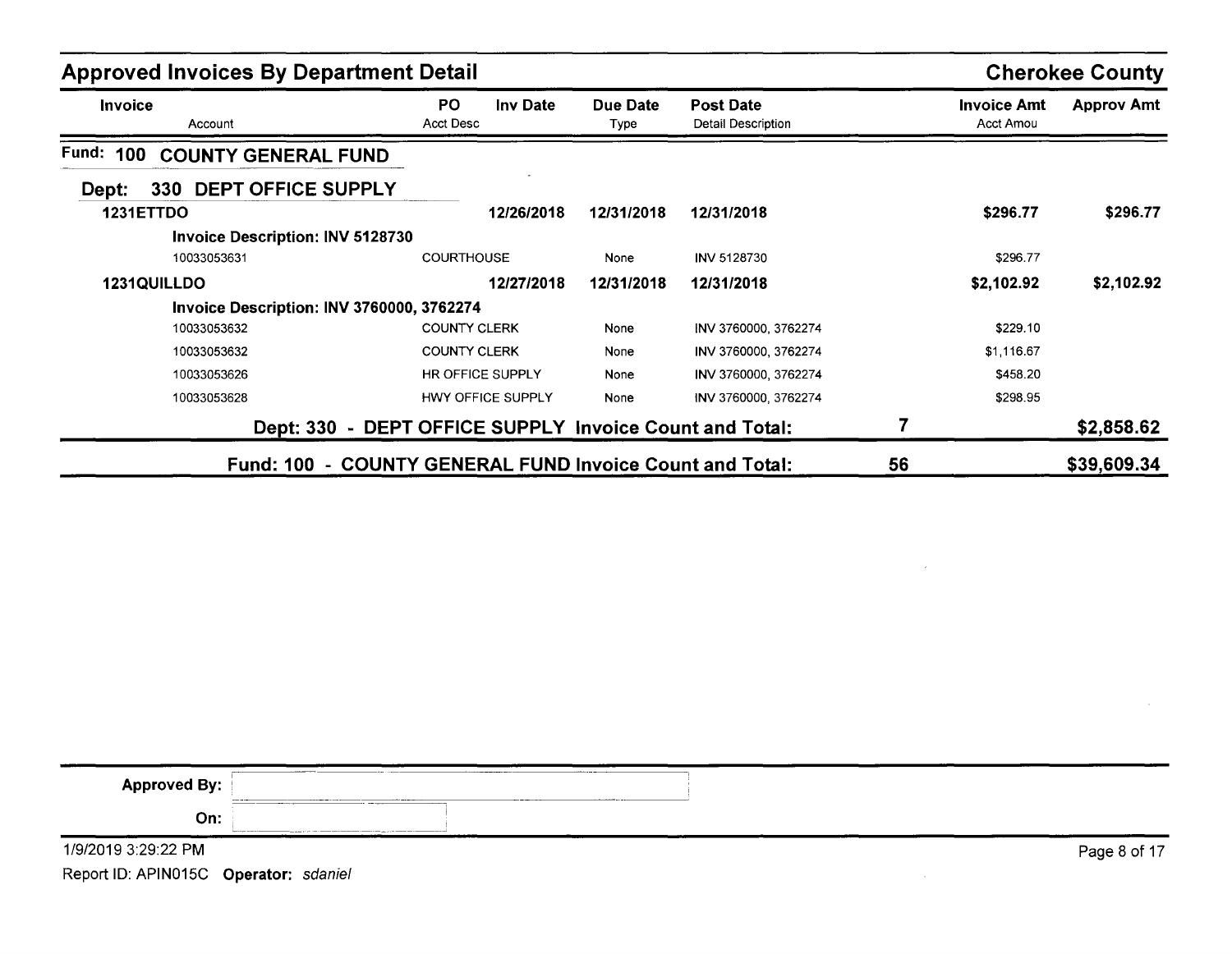## Approved Invoices By Department Detail

**Cherokee County**

| Invoice / Account | PO / Acct Desc | Inv Date | Due Date / Type | Post Date / Detail Description | | Invoice Amt / Acct Amou | Approv Amt |
|---|---|---|---|---|---|---|---|
| **Fund: 100 COUNTY GENERAL FUND** | | | | | | | |
| **Dept: 330 DEPT OFFICE SUPPLY** | | | | | | | |
| **1231ETTDO** | | **12/26/2018** | **12/31/2018** | **12/31/2018** | | **$296.77** | **$296.77** |
| **Invoice Description: INV 5128730** | | | | | | | |
| 10033053631 | COURTHOUSE | | None | INV 5128730 | | $296.77 | |
| **1231QUILLDO** | | **12/27/2018** | **12/31/2018** | **12/31/2018** | | **$2,102.92** | **$2,102.92** |
| **Invoice Description: INV 3760000, 3762274** | | | | | | | |
| 10033053632 | COUNTY CLERK | | None | INV 3760000, 3762274 | | $229.10 | |
| 10033053632 | COUNTY CLERK | | None | INV 3760000, 3762274 | | $1,116.67 | |
| 10033053626 | HR OFFICE SUPPLY | | None | INV 3760000, 3762274 | | $458.20 | |
| 10033053628 | HWY OFFICE SUPPLY | | None | INV 3760000, 3762274 | | $298.95 | |
| **Dept: 330 - DEPT OFFICE SUPPLY Invoice Count and Total:** | | | | | **7** | | **$2,858.62** |
| **Fund: 100 - COUNTY GENERAL FUND Invoice Count and Total:** | | | | | **56** | | **$39,609.34** |

**Approved By:**

**On:**

1/9/2019 3:29:22 PM

Report ID: APIN015C **Operator:** *sdaniel*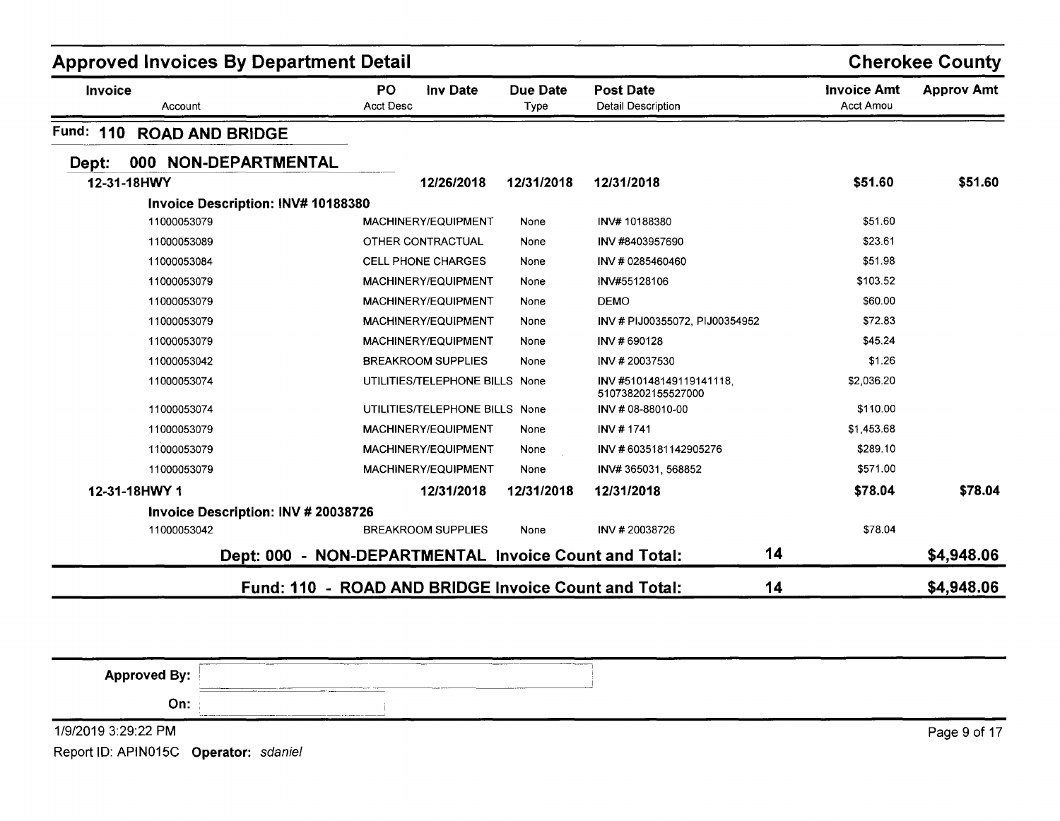# Approved Invoices By Department Detail

**Cherokee County**

| Invoice / Account | PO / Acct Desc | Inv Date | Due Date / Type | Post Date / Detail Description | Invoice Amt / Acct Amou | Approv Amt |
|---|---|---|---|---|---|---|
| **Fund: 110 ROAD AND BRIDGE** | | | | | | |
| **Dept: 000 NON-DEPARTMENTAL** | | | | | | |
| **12-31-18HWY** | | **12/26/2018** | **12/31/2018** | **12/31/2018** | **$51.60** | **$51.60** |
| **Invoice Description: INV# 10188380** | | | | | | |
| 11000053079 | MACHINERY/EQUIPMENT | | None | INV# 10188380 | $51.60 | |
| 11000053089 | OTHER CONTRACTUAL | | None | INV #8403957690 | $23.61 | |
| 11000053084 | CELL PHONE CHARGES | | None | INV # 0285460460 | $51.98 | |
| 11000053079 | MACHINERY/EQUIPMENT | | None | INV#55128106 | $103.52 | |
| 11000053079 | MACHINERY/EQUIPMENT | | None | DEMO | $60.00 | |
| 11000053079 | MACHINERY/EQUIPMENT | | None | INV # PIJ00355072, PIJ00354952 | $72.83 | |
| 11000053079 | MACHINERY/EQUIPMENT | | None | INV # 690128 | $45.24 | |
| 11000053042 | BREAKROOM SUPPLIES | | None | INV # 20037530 | $1.26 | |
| 11000053074 | UTILITIES/TELEPHONE BILLS | | None | INV #510148149119141118, 510738202155527000 | $2,036.20 | |
| 11000053074 | UTILITIES/TELEPHONE BILLS | | None | INV # 08-88010-00 | $110.00 | |
| 11000053079 | MACHINERY/EQUIPMENT | | None | INV # 1741 | $1,453.68 | |
| 11000053079 | MACHINERY/EQUIPMENT | | None | INV # 6035181142905276 | $289.10 | |
| 11000053079 | MACHINERY/EQUIPMENT | | None | INV# 365031, 568852 | $571.00 | |
| **12-31-18HWY 1** | | **12/31/2018** | **12/31/2018** | **12/31/2018** | **$78.04** | **$78.04** |
| **Invoice Description: INV # 20038726** | | | | | | |
| 11000053042 | BREAKROOM SUPPLIES | | None | INV # 20038726 | $78.04 | |
| **Dept: 000 - NON-DEPARTMENTAL Invoice Count and Total:** | | | | **14** | | **$4,948.06** |
| **Fund: 110 - ROAD AND BRIDGE Invoice Count and Total:** | | | | **14** | | **$4,948.06** |

**Approved By:**

**On:**

1/9/2019 3:29:22 PM

Report ID: APIN015C **Operator:** *sdaniel*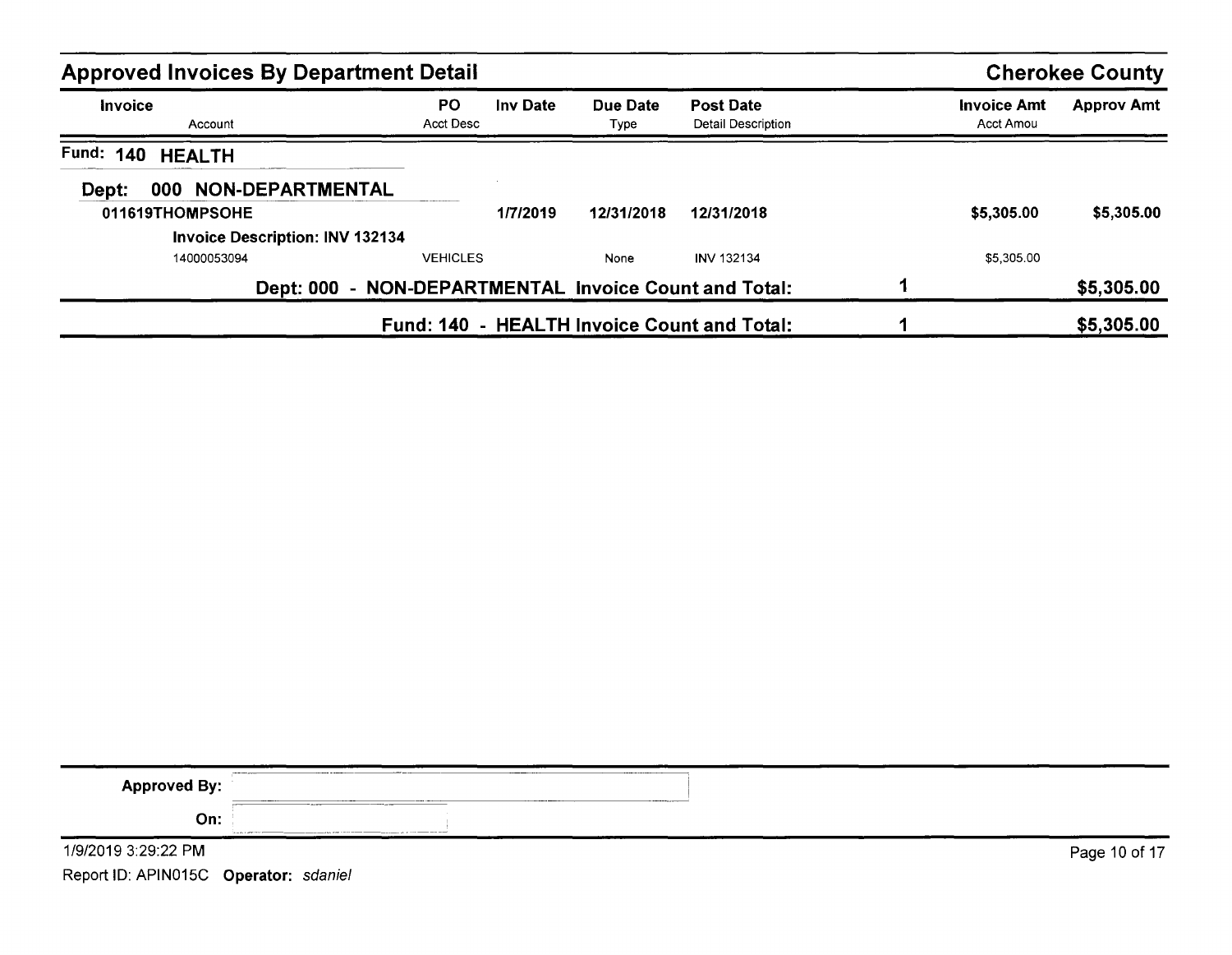## Approved Invoices By Department Detail

**Cherokee County**

| Invoice<br>Account | PO<br>Acct Desc | Inv Date | Due Date<br>Type | Post Date<br>Detail Description | | Invoice Amt<br>Acct Amou | Approv Amt |
|---|---|---|---|---|---|---|---|
| **Fund: 140 HEALTH** | | | | | | | |
| **Dept: 000 NON-DEPARTMENTAL** | | | | | | | |
| **011619THOMPSOHE** | | **1/7/2019** | **12/31/2018** | **12/31/2018** | | **$5,305.00** | **$5,305.00** |
| **Invoice Description: INV 132134** | | | | | | | |
| 14000053094 | VEHICLES | | None | INV 132134 | | $5,305.00 | |
| | **Dept: 000 - NON-DEPARTMENTAL Invoice Count and Total:** | | | | **1** | | **$5,305.00** |
| | **Fund: 140 - HEALTH Invoice Count and Total:** | | | | **1** | | **$5,305.00** |

**Approved By:**

**On:**

1/9/2019 3:29:22 PM

Report ID: APIN015C **Operator:** *sdaniel*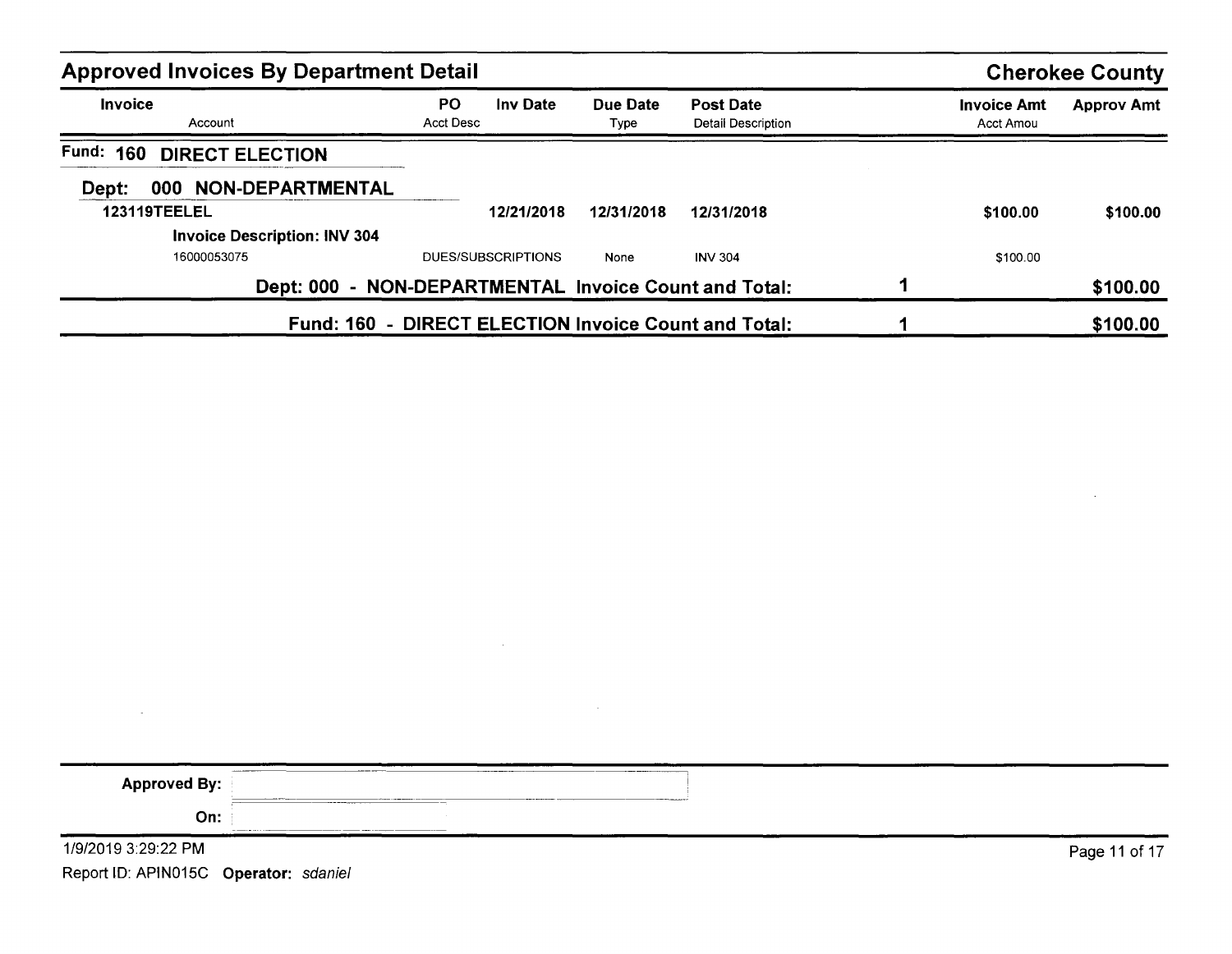## Approved Invoices By Department Detail

**Cherokee County**

| Invoice<br>Account | PO<br>Acct Desc | Inv Date | Due Date<br>Type | Post Date<br>Detail Description | | Invoice Amt<br>Acct Amou | Approv Amt |
|---|---|---|---|---|---|---|---|
| **Fund: 160 DIRECT ELECTION** | | | | | | | |
| **Dept: 000 NON-DEPARTMENTAL** | | | | | | | |
| **123119TEELEL** | | **12/21/2018** | **12/31/2018** | **12/31/2018** | | **$100.00** | **$100.00** |
| **Invoice Description: INV 304** | | | | | | | |
| 16000053075 | DUES/SUBSCRIPTIONS | | None | INV 304 | | $100.00 | |
| | **Dept: 000 - NON-DEPARTMENTAL Invoice Count and Total:** | | | | **1** | | **$100.00** |
| | **Fund: 160 - DIRECT ELECTION Invoice Count and Total:** | | | | **1** | | **$100.00** |

**Approved By:**

**On:**

1/9/2019 3:29:22 PM

Report ID: APIN015C **Operator:** *sdaniel*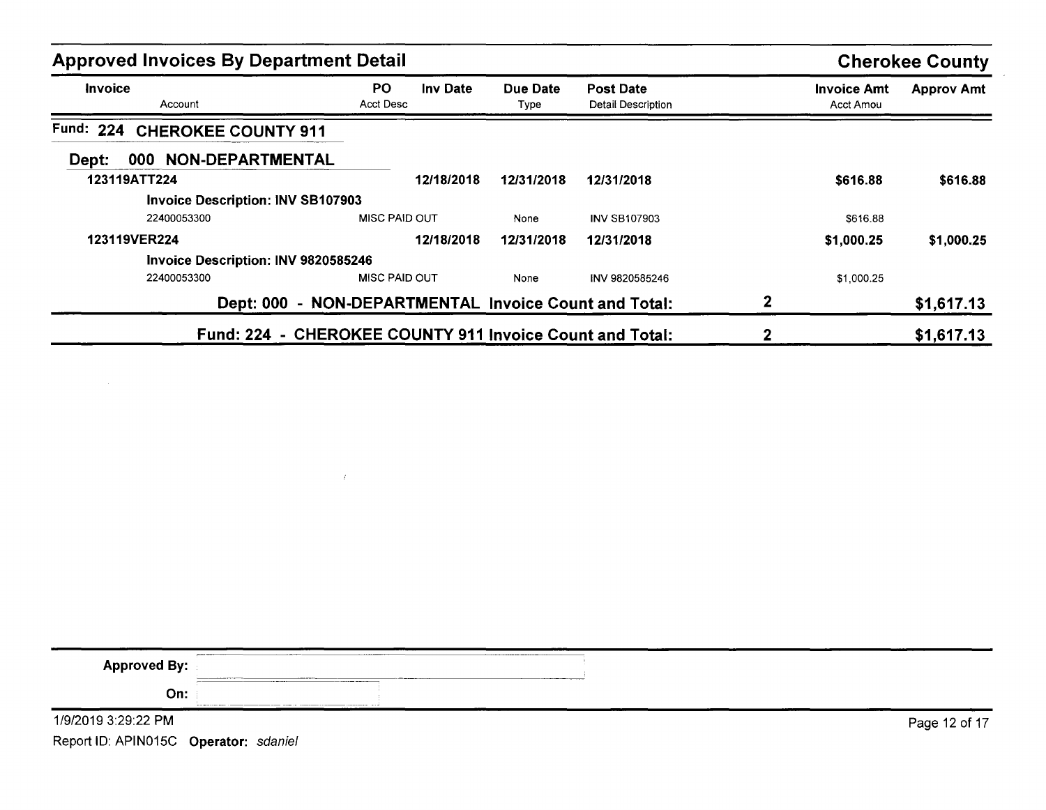## Approved Invoices By Department Detail

**Cherokee County**

| Invoice / Account | PO / Acct Desc | Inv Date | Due Date / Type | Post Date / Detail Description | | Invoice Amt / Acct Amou | Approv Amt |
|---|---|---|---|---|---|---|---|
| **Fund: 224 CHEROKEE COUNTY 911** | | | | | | | |
| **Dept: 000 NON-DEPARTMENTAL** | | | | | | | |
| **123119ATT224** | | **12/18/2018** | **12/31/2018** | **12/31/2018** | | **$616.88** | **$616.88** |
| **Invoice Description: INV SB107903** | | | | | | | |
| 22400053300 | MISC PAID OUT | | None | INV SB107903 | | $616.88 | |
| **123119VER224** | | **12/18/2018** | **12/31/2018** | **12/31/2018** | | **$1,000.25** | **$1,000.25** |
| **Invoice Description: INV 9820585246** | | | | | | | |
| 22400053300 | MISC PAID OUT | | None | INV 9820585246 | | $1,000.25 | |
| **Dept: 000 - NON-DEPARTMENTAL Invoice Count and Total:** | | | | | **2** | | **$1,617.13** |
| **Fund: 224 - CHEROKEE COUNTY 911 Invoice Count and Total:** | | | | | **2** | | **$1,617.13** |

**Approved By:**

**On:**

1/9/2019 3:29:22 PM

Report ID: APIN015C **Operator:** *sdaniel*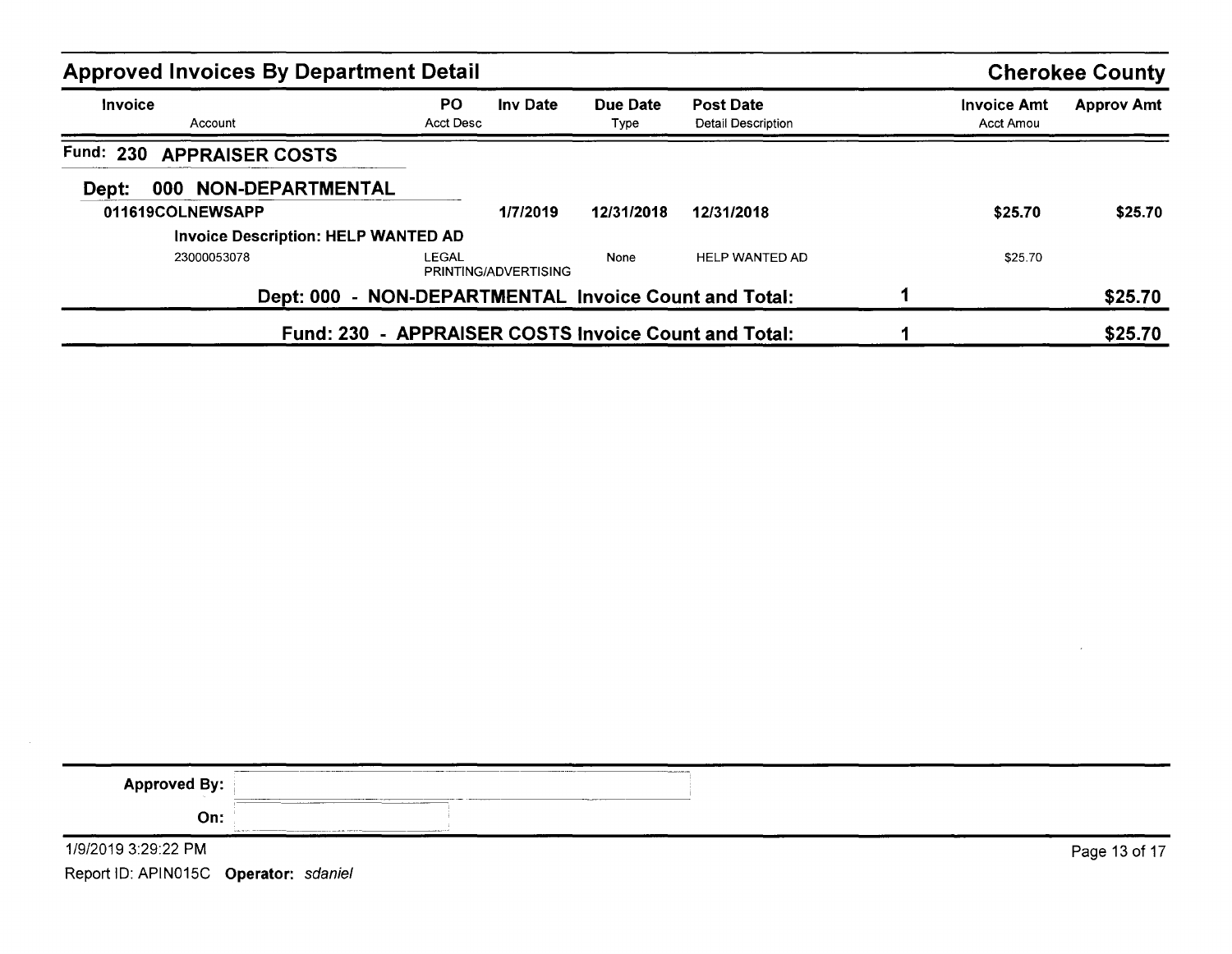## Approved Invoices By Department Detail

**Cherokee County**

| Invoice / Account | PO / Acct Desc | Inv Date | Due Date / Type | Post Date / Detail Description | | Invoice Amt / Acct Amou | Approv Amt |
|---|---|---|---|---|---|---|---|
| **Fund: 230 APPRAISER COSTS** | | | | | | | |
| **Dept: 000 NON-DEPARTMENTAL** | | | | | | | |
| **011619COLNEWSAPP** | | **1/7/2019** | **12/31/2018** | **12/31/2018** | | **$25.70** | **$25.70** |
| **Invoice Description: HELP WANTED AD** | | | | | | | |
| 23000053078 | LEGAL PRINTING/ADVERTISING | | None | HELP WANTED AD | | $25.70 | |
| **Dept: 000 - NON-DEPARTMENTAL Invoice Count and Total:** | | | | | **1** | | **$25.70** |
| **Fund: 230 - APPRAISER COSTS Invoice Count and Total:** | | | | | **1** | | **$25.70** |

**Approved By:**

**On:**

1/9/2019 3:29:22 PM

Report ID: APIN015C **Operator:** *sdaniel*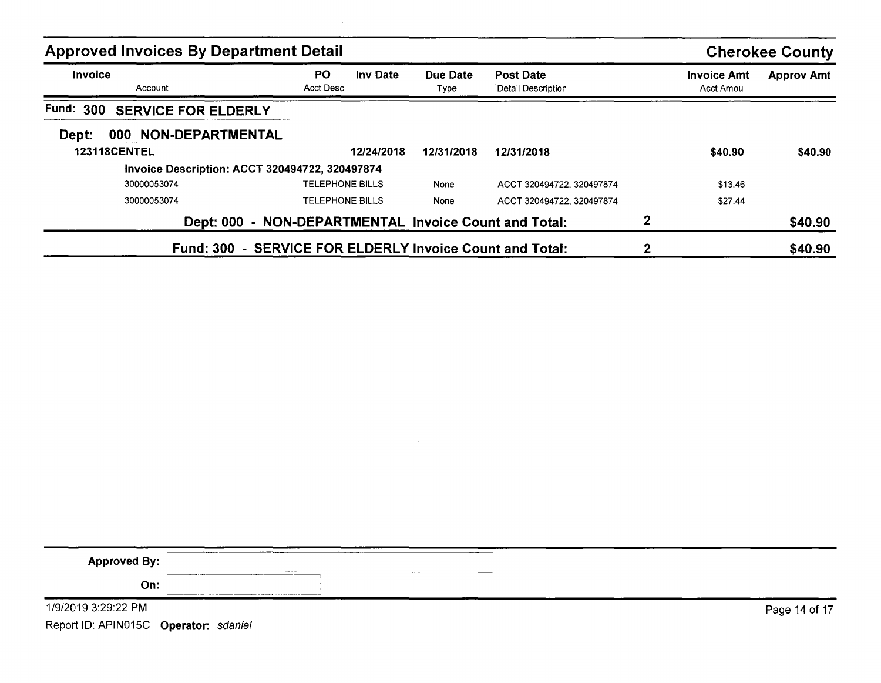## Approved Invoices By Department Detail

**Cherokee County**

| Invoice | PO | Inv Date | Due Date | Post Date | | Invoice Amt | Approv Amt |
|---|---|---|---|---|---|---|---|
| Account | Acct Desc | | Type | Detail Description | | Acct Amou | |
| **Fund: 300 SERVICE FOR ELDERLY** | | | | | | | |
| **Dept: 000 NON-DEPARTMENTAL** | | | | | | | |
| **123118CENTEL** | | **12/24/2018** | **12/31/2018** | **12/31/2018** | | **$40.90** | **$40.90** |
| **Invoice Description: ACCT 320494722, 320497874** | | | | | | | |
| 30000053074 | TELEPHONE BILLS | | None | ACCT 320494722, 320497874 | | $13.46 | |
| 30000053074 | TELEPHONE BILLS | | None | ACCT 320494722, 320497874 | | $27.44 | |
| **Dept: 000 - NON-DEPARTMENTAL Invoice Count and Total:** | | | | | **2** | | **$40.90** |
| **Fund: 300 - SERVICE FOR ELDERLY Invoice Count and Total:** | | | | | **2** | | **$40.90** |

**Approved By:**

**On:**

1/9/2019 3:29:22 PM

Report ID: APIN015C **Operator:** *sdaniel*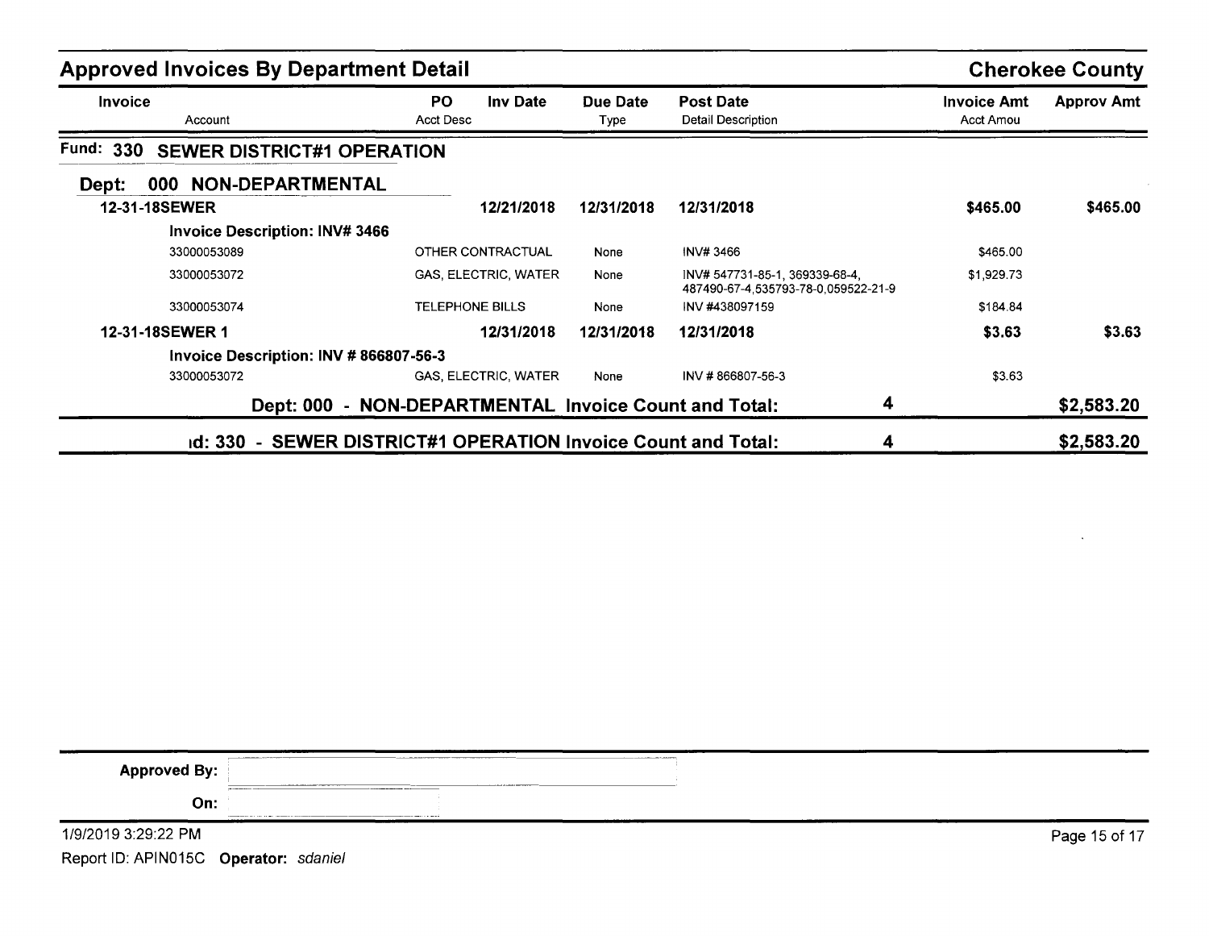## Approved Invoices By Department Detail

**Cherokee County**

| Invoice<br>Account | PO<br>Acct Desc | Inv Date | Due Date<br>Type | Post Date<br>Detail Description | Invoice Amt<br>Acct Amou | Approv Amt |
|---|---|---|---|---|---|---|
| **Fund: 330 SEWER DISTRICT#1 OPERATION** | | | | | | |
| **Dept: 000 NON-DEPARTMENTAL** | | | | | | |
| **12-31-18SEWER** | | **12/21/2018** | **12/31/2018** | **12/31/2018** | **$465.00** | **$465.00** |
| **Invoice Description: INV# 3466** | | | | | | |
| 33000053089 | OTHER CONTRACTUAL | | None | INV# 3466 | $465.00 | |
| 33000053072 | GAS, ELECTRIC, WATER | | None | INV# 547731-85-1, 369339-68-4, 487490-67-4,535793-78-0,059522-21-9 | $1,929.73 | |
| 33000053074 | TELEPHONE BILLS | | None | INV #438097159 | $184.84 | |
| **12-31-18SEWER 1** | | **12/31/2018** | **12/31/2018** | **12/31/2018** | **$3.63** | **$3.63** |
| **Invoice Description: INV # 866807-56-3** | | | | | | |
| 33000053072 | GAS, ELECTRIC, WATER | | None | INV # 866807-56-3 | $3.63 | |
| **Dept: 000 - NON-DEPARTMENTAL Invoice Count and Total:** | | | | **4** | | **$2,583.20** |
| **ıd: 330 - SEWER DISTRICT#1 OPERATION Invoice Count and Total:** | | | | **4** | | **$2,583.20** |

**Approved By:**

**On:**

1/9/2019 3:29:22 PM

Report ID: APIN015C **Operator:** *sdaniel*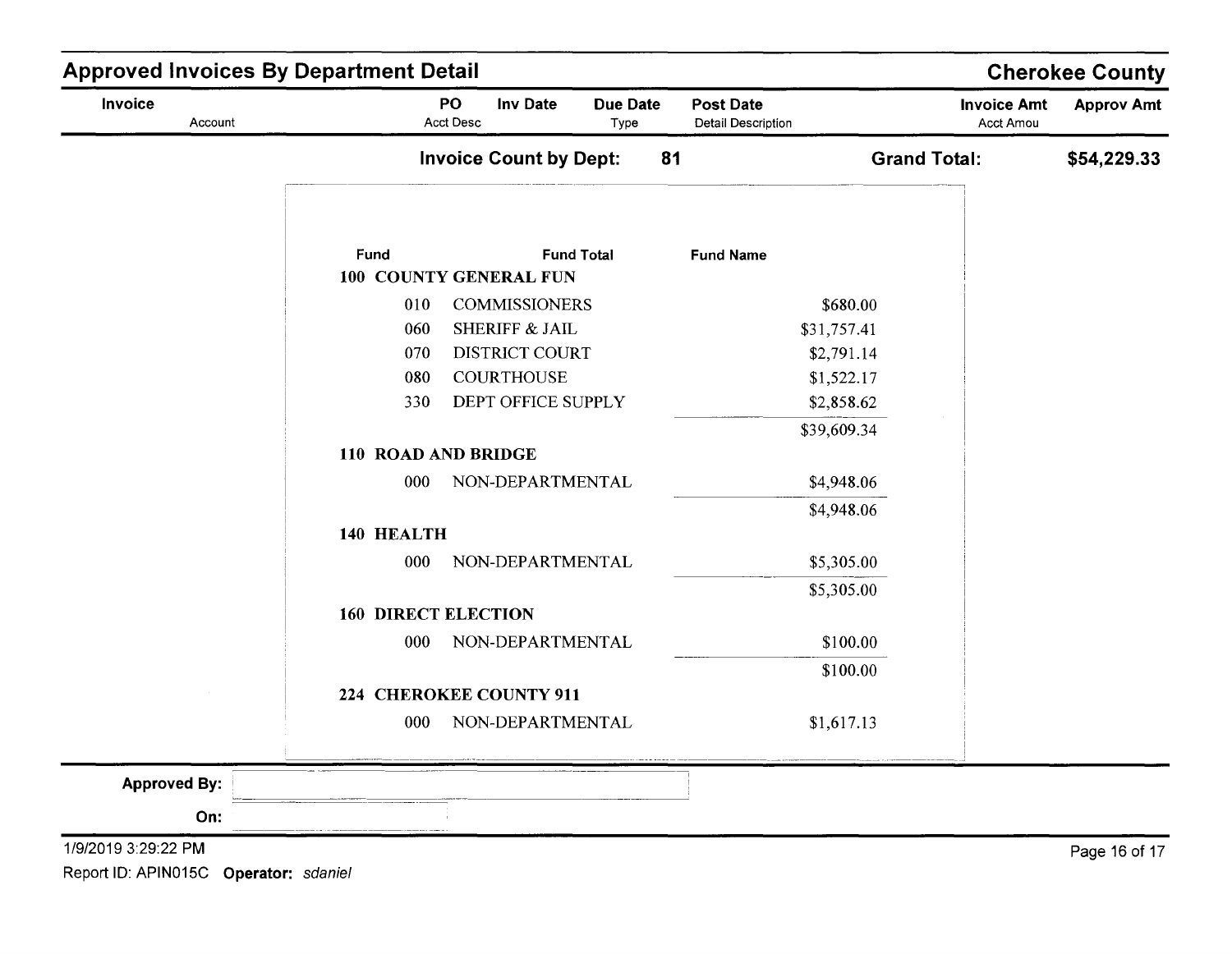## Approved Invoices By Department Detail

**Cherokee County**

| Invoice | PO | Inv Date | Due Date | Post Date | Invoice Amt | Approv Amt |
|---|---|---|---|---|---|---|
| Account | Acct Desc | | Type | Detail Description | Acct Amou | |

**Invoice Count by Dept:** 81 **Grand Total:** **$54,229.33**

| Fund | Fund Total | Fund Name | |
|---|---|---|---|
| **100 COUNTY GENERAL FUN** | | | |
| 010 | COMMISSIONERS | | $680.00 |
| 060 | SHERIFF & JAIL | | $31,757.41 |
| 070 | DISTRICT COURT | | $2,791.14 |
| 080 | COURTHOUSE | | $1,522.17 |
| 330 | DEPT OFFICE SUPPLY | | $2,858.62 |
| | | | $39,609.34 |
| **110 ROAD AND BRIDGE** | | | |
| 000 | NON-DEPARTMENTAL | | $4,948.06 |
| | | | $4,948.06 |
| **140 HEALTH** | | | |
| 000 | NON-DEPARTMENTAL | | $5,305.00 |
| | | | $5,305.00 |
| **160 DIRECT ELECTION** | | | |
| 000 | NON-DEPARTMENTAL | | $100.00 |
| | | | $100.00 |
| **224 CHEROKEE COUNTY 911** | | | |
| 000 | NON-DEPARTMENTAL | | $1,617.13 |

**Approved By:**

**On:**

1/9/2019 3:29:22 PM

Report ID: APIN015C **Operator:** *sdaniel*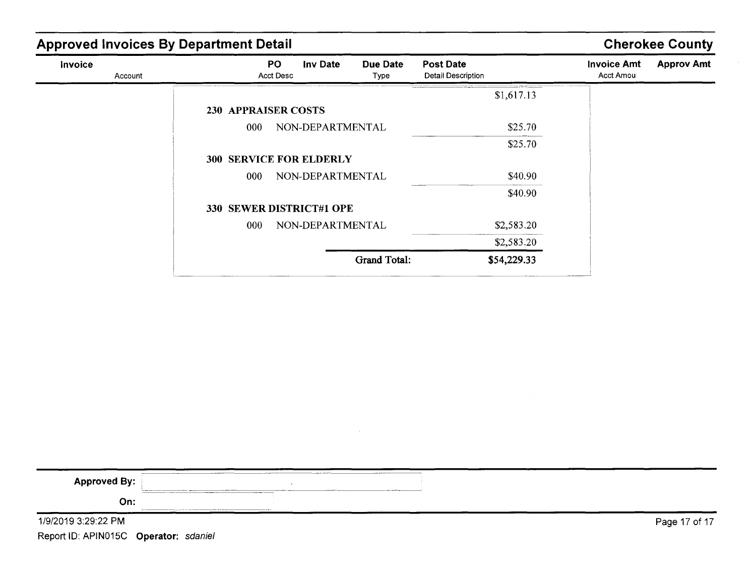## Approved Invoices By Department Detail

**Cherokee County**

| Invoice | PO | Inv Date | Due Date | Post Date | Invoice Amt | Approv Amt |
|---|---|---|---|---|---|---|
| Account | Acct Desc | | Type | Detail Description | Acct Amou | |

| | | Amount |
|---|---|---|
| | | $1,617.13 |
| **230 APPRAISER COSTS** | | |
| 000 | NON-DEPARTMENTAL | $25.70 |
| | | $25.70 |
| **300 SERVICE FOR ELDERLY** | | |
| 000 | NON-DEPARTMENTAL | $40.90 |
| | | $40.90 |
| **330 SEWER DISTRICT#1 OPE** | | |
| 000 | NON-DEPARTMENTAL | $2,583.20 |
| | | $2,583.20 |
| | **Grand Total:** | **$54,229.33** |

**Approved By:**

**On:**

1/9/2019 3:29:22 PM

Report ID: APIN015C **Operator:** *sdaniel*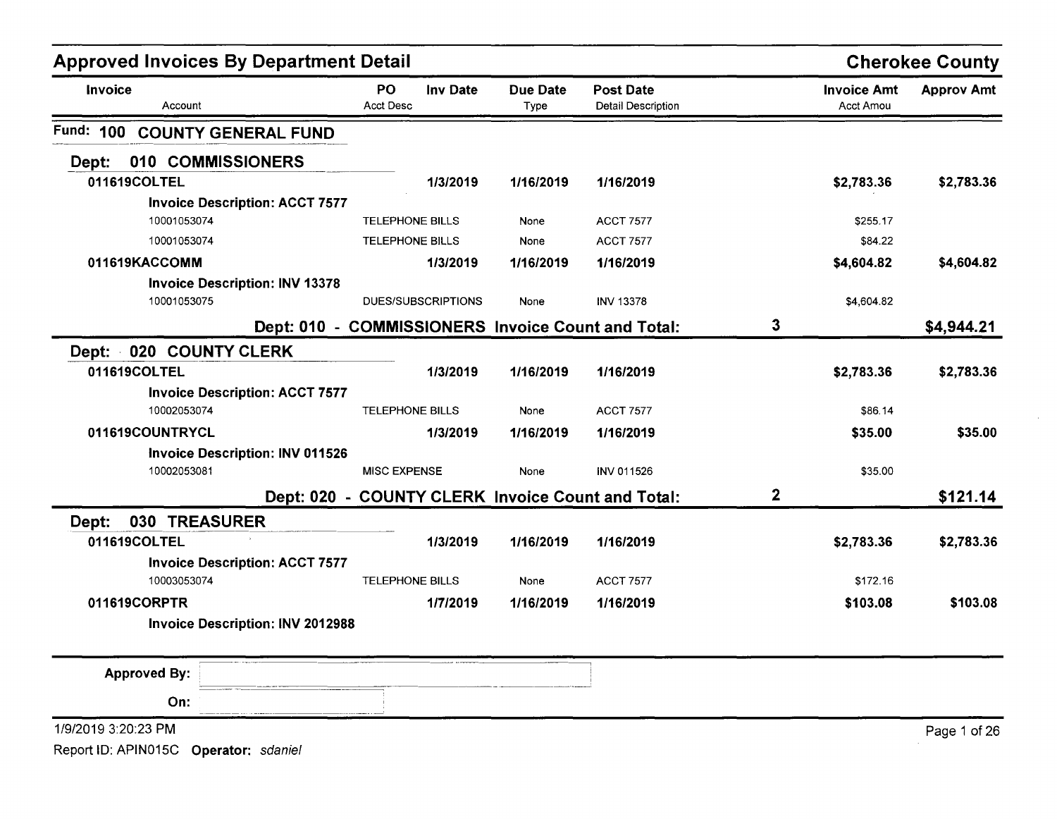## Approved Invoices By Department Detail

**Cherokee County**

| Invoice / Account | PO / Acct Desc | Inv Date | Due Date / Type | Post Date / Detail Description | | Invoice Amt / Acct Amou | Approv Amt |
|---|---|---|---|---|---|---|---|
| **Fund: 100 COUNTY GENERAL FUND** | | | | | | | |
| **Dept: 010 COMMISSIONERS** | | | | | | | |
| **011619COLTEL** | | **1/3/2019** | **1/16/2019** | **1/16/2019** | | **$2,783.36** | **$2,783.36** |
| **Invoice Description: ACCT 7577** | | | | | | | |
| 10001053074 | TELEPHONE BILLS | | None | ACCT 7577 | | $255.17 | |
| 10001053074 | TELEPHONE BILLS | | None | ACCT 7577 | | $84.22 | |
| **011619KACCOMM** | | **1/3/2019** | **1/16/2019** | **1/16/2019** | | **$4,604.82** | **$4,604.82** |
| **Invoice Description: INV 13378** | | | | | | | |
| 10001053075 | DUES/SUBSCRIPTIONS | | None | INV 13378 | | $4,604.82 | |
| | **Dept: 010 - COMMISSIONERS Invoice Count and Total:** | | | | **3** | | **$4,944.21** |
| **Dept: 020 COUNTY CLERK** | | | | | | | |
| **011619COLTEL** | | **1/3/2019** | **1/16/2019** | **1/16/2019** | | **$2,783.36** | **$2,783.36** |
| **Invoice Description: ACCT 7577** | | | | | | | |
| 10002053074 | TELEPHONE BILLS | | None | ACCT 7577 | | $86.14 | |
| **011619COUNTRYCL** | | **1/3/2019** | **1/16/2019** | **1/16/2019** | | **$35.00** | **$35.00** |
| **Invoice Description: INV 011526** | | | | | | | |
| 10002053081 | MISC EXPENSE | | None | INV 011526 | | $35.00 | |
| | **Dept: 020 - COUNTY CLERK Invoice Count and Total:** | | | | **2** | | **$121.14** |
| **Dept: 030 TREASURER** | | | | | | | |
| **011619COLTEL** | | **1/3/2019** | **1/16/2019** | **1/16/2019** | | **$2,783.36** | **$2,783.36** |
| **Invoice Description: ACCT 7577** | | | | | | | |
| 10003053074 | TELEPHONE BILLS | | None | ACCT 7577 | | $172.16 | |
| **011619CORPTR** | | **1/7/2019** | **1/16/2019** | **1/16/2019** | | **$103.08** | **$103.08** |
| **Invoice Description: INV 2012988** | | | | | | | |

**Approved By:**

**On:**

1/9/2019 3:20:23 PM

Report ID: APIN015C **Operator:** *sdaniel*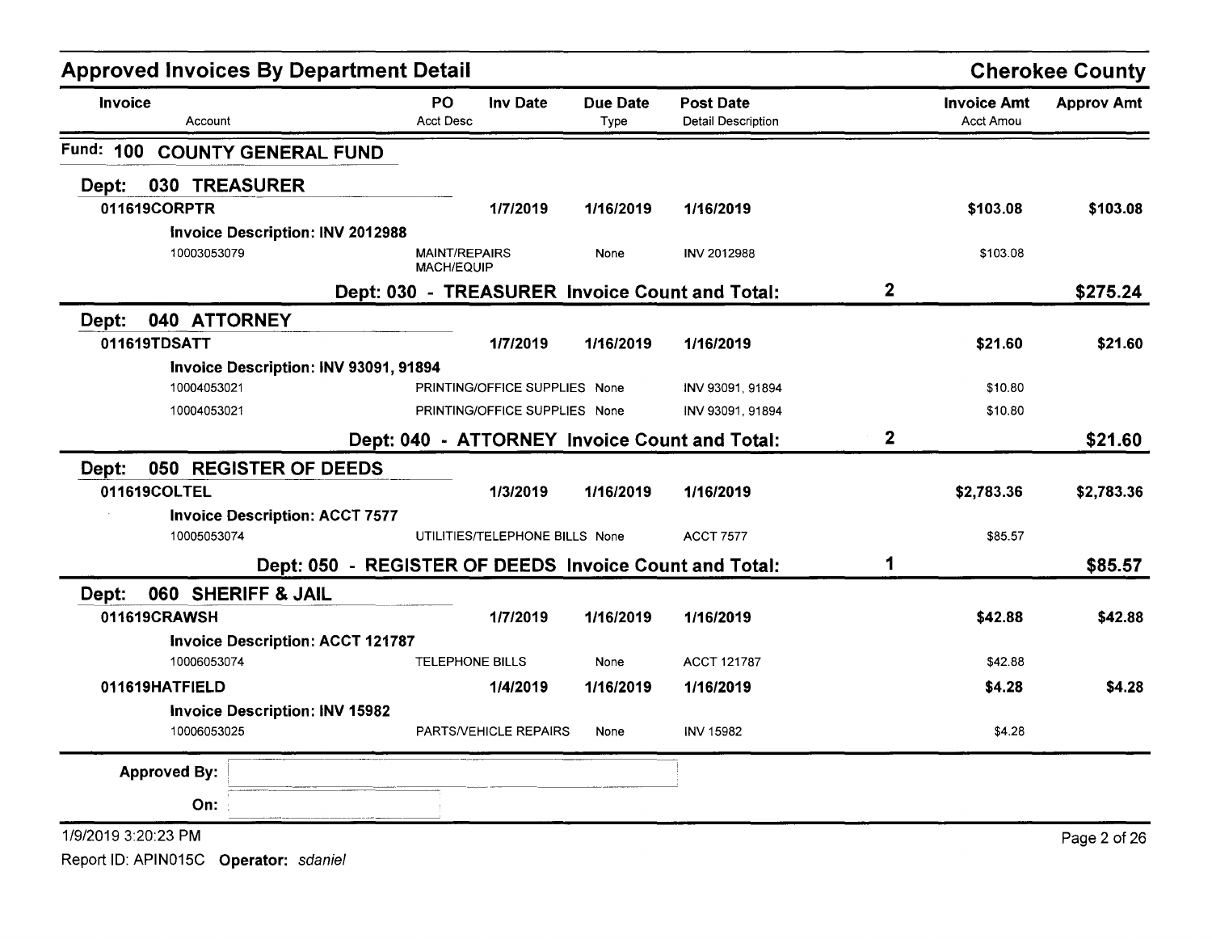# Approved Invoices By Department Detail

## Cherokee County

| Invoice | PO | Inv Date | Due Date | Post Date | | Invoice Amt | Approv Amt |
|---|---|---|---|---|---|---|---|
| Account | Acct Desc | | Type | Detail Description | | Acct Amou | |

**Fund: 100 COUNTY GENERAL FUND**

**Dept: 030 TREASURER**

| Invoice | PO / Acct Desc | Inv Date | Due Date / Type | Post Date / Detail Description | | Invoice Amt / Acct Amou | Approv Amt |
|---|---|---|---|---|---|---|---|
| **011619CORPTR** | | **1/7/2019** | **1/16/2019** | **1/16/2019** | | **$103.08** | **$103.08** |
| **Invoice Description: INV 2012988** | | | | | | | |
| 10003053079 | MAINT/REPAIRS MACH/EQUIP | | None | INV 2012988 | | $103.08 | |
| **Dept: 030 - TREASURER Invoice Count and Total:** | | | | | **2** | | **$275.24** |

**Dept: 040 ATTORNEY**

| Invoice | PO / Acct Desc | Inv Date | Due Date / Type | Post Date / Detail Description | | Invoice Amt / Acct Amou | Approv Amt |
|---|---|---|---|---|---|---|---|
| **011619TDSATT** | | **1/7/2019** | **1/16/2019** | **1/16/2019** | | **$21.60** | **$21.60** |
| **Invoice Description: INV 93091, 91894** | | | | | | | |
| 10004053021 | PRINTING/OFFICE SUPPLIES | | None | INV 93091, 91894 | | $10.80 | |
| 10004053021 | PRINTING/OFFICE SUPPLIES | | None | INV 93091, 91894 | | $10.80 | |
| **Dept: 040 - ATTORNEY Invoice Count and Total:** | | | | | **2** | | **$21.60** |

**Dept: 050 REGISTER OF DEEDS**

| Invoice | PO / Acct Desc | Inv Date | Due Date / Type | Post Date / Detail Description | | Invoice Amt / Acct Amou | Approv Amt |
|---|---|---|---|---|---|---|---|
| **011619COLTEL** | | **1/3/2019** | **1/16/2019** | **1/16/2019** | | **$2,783.36** | **$2,783.36** |
| **Invoice Description: ACCT 7577** | | | | | | | |
| 10005053074 | UTILITIES/TELEPHONE BILLS | | None | ACCT 7577 | | $85.57 | |
| **Dept: 050 - REGISTER OF DEEDS Invoice Count and Total:** | | | | | **1** | | **$85.57** |

**Dept: 060 SHERIFF & JAIL**

| Invoice | PO / Acct Desc | Inv Date | Due Date / Type | Post Date / Detail Description | | Invoice Amt / Acct Amou | Approv Amt |
|---|---|---|---|---|---|---|---|
| **011619CRAWSH** | | **1/7/2019** | **1/16/2019** | **1/16/2019** | | **$42.88** | **$42.88** |
| **Invoice Description: ACCT 121787** | | | | | | | |
| 10006053074 | TELEPHONE BILLS | | None | ACCT 121787 | | $42.88 | |
| **011619HATFIELD** | | **1/4/2019** | **1/16/2019** | **1/16/2019** | | **$4.28** | **$4.28** |
| **Invoice Description: INV 15982** | | | | | | | |
| 10006053025 | PARTS/VEHICLE REPAIRS | | None | INV 15982 | | $4.28 | |

**Approved By:**

**On:**

1/9/2019 3:20:23 PM

Report ID: APIN015C **Operator:** *sdaniel*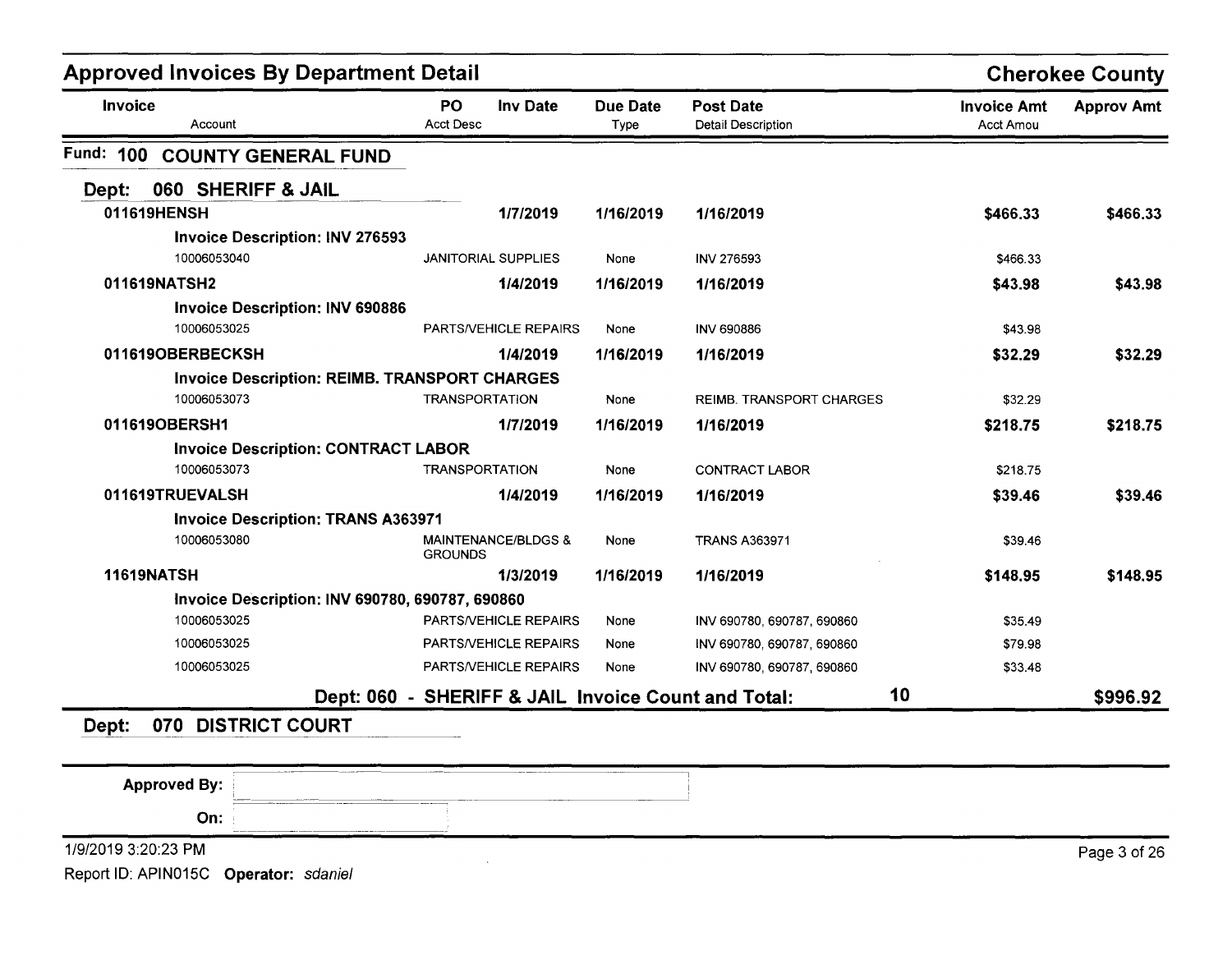## Approved Invoices By Department Detail

**Cherokee County**

| Invoice / Account | PO / Acct Desc | Inv Date | Due Date / Type | Post Date / Detail Description | Invoice Amt / Acct Amou | Approv Amt |
|---|---|---|---|---|---|---|

### Fund: 100 COUNTY GENERAL FUND

#### Dept: 060 SHERIFF & JAIL

| Invoice / Account | PO / Acct Desc | Inv Date | Due Date / Type | Post Date / Detail Description | Invoice Amt / Acct Amou | Approv Amt |
|---|---|---|---|---|---|---|
| **011619HENSH** | | **1/7/2019** | **1/16/2019** | **1/16/2019** | **$466.33** | **$466.33** |
| **Invoice Description: INV 276593** | | | | | | |
| 10006053040 | JANITORIAL SUPPLIES | | None | INV 276593 | $466.33 | |
| **011619NATSH2** | | **1/4/2019** | **1/16/2019** | **1/16/2019** | **$43.98** | **$43.98** |
| **Invoice Description: INV 690886** | | | | | | |
| 10006053025 | PARTS/VEHICLE REPAIRS | | None | INV 690886 | $43.98 | |
| **011619OBERBECKSH** | | **1/4/2019** | **1/16/2019** | **1/16/2019** | **$32.29** | **$32.29** |
| **Invoice Description: REIMB. TRANSPORT CHARGES** | | | | | | |
| 10006053073 | TRANSPORTATION | | None | REIMB. TRANSPORT CHARGES | $32.29 | |
| **011619OBERSH1** | | **1/7/2019** | **1/16/2019** | **1/16/2019** | **$218.75** | **$218.75** |
| **Invoice Description: CONTRACT LABOR** | | | | | | |
| 10006053073 | TRANSPORTATION | | None | CONTRACT LABOR | $218.75 | |
| **011619TRUEVALSH** | | **1/4/2019** | **1/16/2019** | **1/16/2019** | **$39.46** | **$39.46** |
| **Invoice Description: TRANS A363971** | | | | | | |
| 10006053080 | MAINTENANCE/BLDGS & GROUNDS | | None | TRANS A363971 | $39.46 | |
| **11619NATSH** | | **1/3/2019** | **1/16/2019** | **1/16/2019** | **$148.95** | **$148.95** |
| **Invoice Description: INV 690780, 690787, 690860** | | | | | | |
| 10006053025 | PARTS/VEHICLE REPAIRS | | None | INV 690780, 690787, 690860 | $35.49 | |
| 10006053025 | PARTS/VEHICLE REPAIRS | | None | INV 690780, 690787, 690860 | $79.98 | |
| 10006053025 | PARTS/VEHICLE REPAIRS | | None | INV 690780, 690787, 690860 | $33.48 | |

**Dept: 060 - SHERIFF & JAIL Invoice Count and Total: 10 — $996.92**

#### Dept: 070 DISTRICT COURT

Approved By:

On:

1/9/2019 3:20:23 PM

Report ID: APIN015C **Operator:** *sdaniel*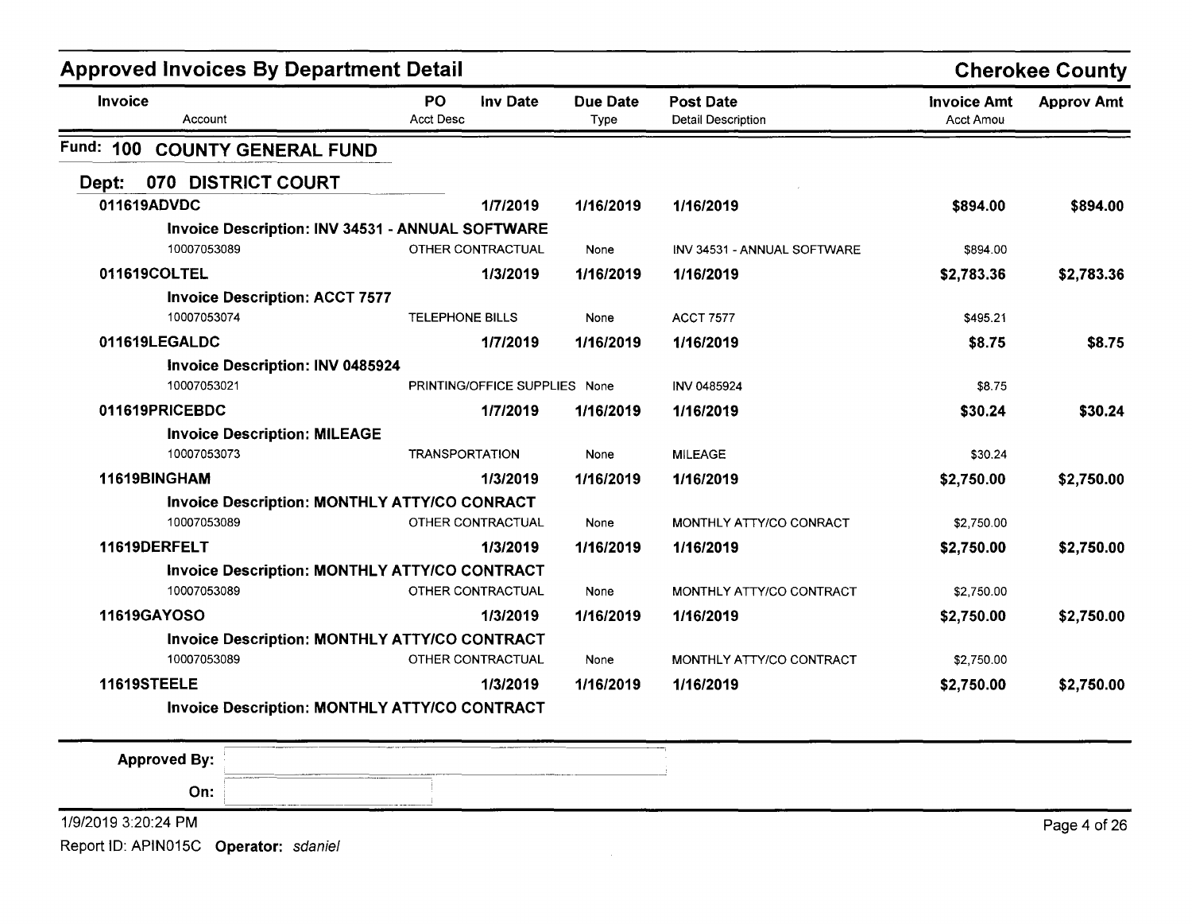## Approved Invoices By Department Detail

**Cherokee County**

| Invoice / Account | PO / Acct Desc | Inv Date | Due Date / Type | Post Date / Detail Description | Invoice Amt / Acct Amou | Approv Amt |
|---|---|---|---|---|---|---|

### Fund: 100 COUNTY GENERAL FUND

#### Dept: 070 DISTRICT COURT

| Invoice / Account | PO / Acct Desc | Inv Date | Due Date / Type | Post Date / Detail Description | Invoice Amt / Acct Amou | Approv Amt |
|---|---|---|---|---|---|---|
| **011619ADVDC** | | **1/7/2019** | **1/16/2019** | **1/16/2019** | **$894.00** | **$894.00** |
| **Invoice Description: INV 34531 - ANNUAL SOFTWARE** | | | | | | |
| 10007053089 | OTHER CONTRACTUAL | | None | INV 34531 - ANNUAL SOFTWARE | $894.00 | |
| **011619COLTEL** | | **1/3/2019** | **1/16/2019** | **1/16/2019** | **$2,783.36** | **$2,783.36** |
| **Invoice Description: ACCT 7577** | | | | | | |
| 10007053074 | TELEPHONE BILLS | | None | ACCT 7577 | $495.21 | |
| **011619LEGALDC** | | **1/7/2019** | **1/16/2019** | **1/16/2019** | **$8.75** | **$8.75** |
| **Invoice Description: INV 0485924** | | | | | | |
| 10007053021 | PRINTING/OFFICE SUPPLIES | | None | INV 0485924 | $8.75 | |
| **011619PRICEBDC** | | **1/7/2019** | **1/16/2019** | **1/16/2019** | **$30.24** | **$30.24** |
| **Invoice Description: MILEAGE** | | | | | | |
| 10007053073 | TRANSPORTATION | | None | MILEAGE | $30.24 | |
| **11619BINGHAM** | | **1/3/2019** | **1/16/2019** | **1/16/2019** | **$2,750.00** | **$2,750.00** |
| **Invoice Description: MONTHLY ATTY/CO CONRACT** | | | | | | |
| 10007053089 | OTHER CONTRACTUAL | | None | MONTHLY ATTY/CO CONRACT | $2,750.00 | |
| **11619DERFELT** | | **1/3/2019** | **1/16/2019** | **1/16/2019** | **$2,750.00** | **$2,750.00** |
| **Invoice Description: MONTHLY ATTY/CO CONTRACT** | | | | | | |
| 10007053089 | OTHER CONTRACTUAL | | None | MONTHLY ATTY/CO CONTRACT | $2,750.00 | |
| **11619GAYOSO** | | **1/3/2019** | **1/16/2019** | **1/16/2019** | **$2,750.00** | **$2,750.00** |
| **Invoice Description: MONTHLY ATTY/CO CONTRACT** | | | | | | |
| 10007053089 | OTHER CONTRACTUAL | | None | MONTHLY ATTY/CO CONTRACT | $2,750.00 | |
| **11619STEELE** | | **1/3/2019** | **1/16/2019** | **1/16/2019** | **$2,750.00** | **$2,750.00** |
| **Invoice Description: MONTHLY ATTY/CO CONTRACT** | | | | | | |

**Approved By:**

**On:**

1/9/2019 3:20:24 PM

Report ID: APIN015C **Operator:** *sdaniel*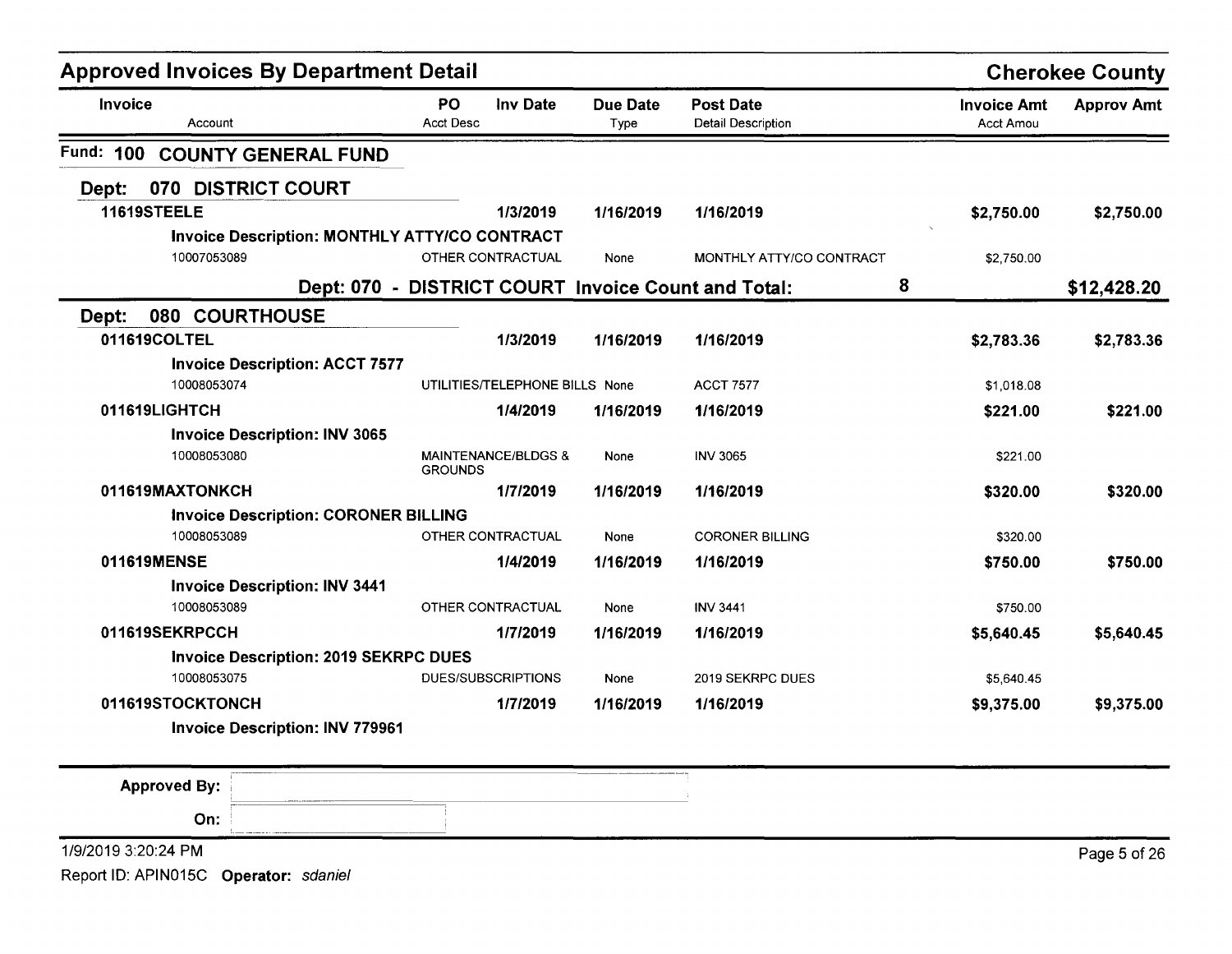## Approved Invoices By Department Detail

**Cherokee County**

| Invoice / Account | PO / Acct Desc | Inv Date | Due Date / Type | Post Date / Detail Description | | Invoice Amt / Acct Amou | Approv Amt |
|---|---|---|---|---|---|---|---|

### Fund: 100 COUNTY GENERAL FUND

#### Dept: 070 DISTRICT COURT

| Invoice / Account | PO / Acct Desc | Inv Date | Due Date / Type | Post Date / Detail Description | | Invoice Amt / Acct Amou | Approv Amt |
|---|---|---|---|---|---|---|---|
| **11619STEELE** | | **1/3/2019** | **1/16/2019** | **1/16/2019** | | **$2,750.00** | **$2,750.00** |
| **Invoice Description: MONTHLY ATTY/CO CONTRACT** | | | | | | | |
| 10007053089 | OTHER CONTRACTUAL | | None | MONTHLY ATTY/CO CONTRACT | | $2,750.00 | |
| **Dept: 070 - DISTRICT COURT Invoice Count and Total:** | | | | | **8** | | **$12,428.20** |

#### Dept: 080 COURTHOUSE

| Invoice / Account | PO / Acct Desc | Inv Date | Due Date / Type | Post Date / Detail Description | Invoice Amt / Acct Amou | Approv Amt |
|---|---|---|---|---|---|---|
| **011619COLTEL** | | **1/3/2019** | **1/16/2019** | **1/16/2019** | **$2,783.36** | **$2,783.36** |
| **Invoice Description: ACCT 7577** | | | | | | |
| 10008053074 | UTILITIES/TELEPHONE BILLS | | None | ACCT 7577 | $1,018.08 | |
| **011619LIGHTCH** | | **1/4/2019** | **1/16/2019** | **1/16/2019** | **$221.00** | **$221.00** |
| **Invoice Description: INV 3065** | | | | | | |
| 10008053080 | MAINTENANCE/BLDGS & GROUNDS | | None | INV 3065 | $221.00 | |
| **011619MAXTONKCH** | | **1/7/2019** | **1/16/2019** | **1/16/2019** | **$320.00** | **$320.00** |
| **Invoice Description: CORONER BILLING** | | | | | | |
| 10008053089 | OTHER CONTRACTUAL | | None | CORONER BILLING | $320.00 | |
| **011619MENSE** | | **1/4/2019** | **1/16/2019** | **1/16/2019** | **$750.00** | **$750.00** |
| **Invoice Description: INV 3441** | | | | | | |
| 10008053089 | OTHER CONTRACTUAL | | None | INV 3441 | $750.00 | |
| **011619SEKRPCCH** | | **1/7/2019** | **1/16/2019** | **1/16/2019** | **$5,640.45** | **$5,640.45** |
| **Invoice Description: 2019 SEKRPC DUES** | | | | | | |
| 10008053075 | DUES/SUBSCRIPTIONS | | None | 2019 SEKRPC DUES | $5,640.45 | |
| **011619STOCKTONCH** | | **1/7/2019** | **1/16/2019** | **1/16/2019** | **$9,375.00** | **$9,375.00** |
| **Invoice Description: INV 779961** | | | | | | |

**Approved By:**

**On:**

1/9/2019 3:20:24 PM

Report ID: APIN015C **Operator:** *sdaniel*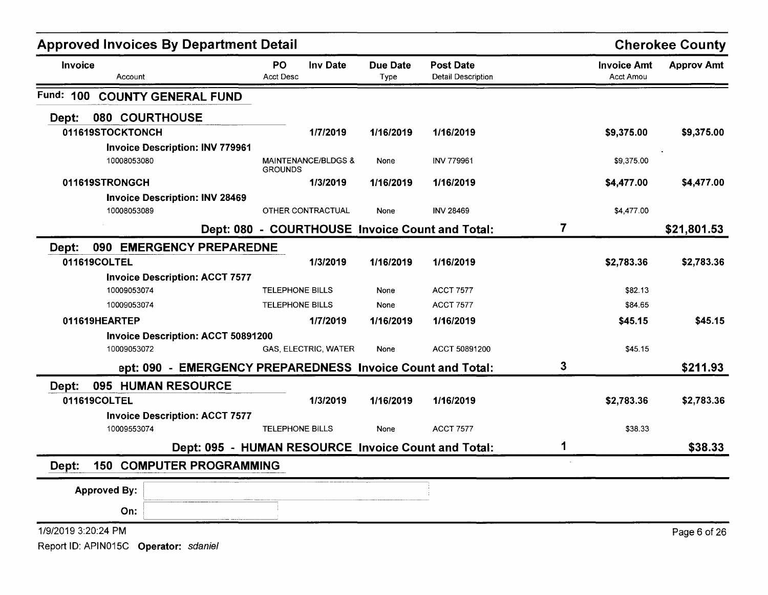## Approved Invoices By Department Detail

**Cherokee County**

| Invoice<br>Account | PO<br>Acct Desc | Inv Date | Due Date<br>Type | Post Date<br>Detail Description | | Invoice Amt<br>Acct Amou | Approv Amt |
|---|---|---|---|---|---|---|---|
| **Fund: 100 COUNTY GENERAL FUND** | | | | | | | |
| **Dept: 080 COURTHOUSE** | | | | | | | |
| **011619STOCKTONCH** | | **1/7/2019** | **1/16/2019** | **1/16/2019** | | **$9,375.00** | **$9,375.00** |
| **Invoice Description: INV 779961** | | | | | | | |
| 10008053080 | MAINTENANCE/BLDGS & GROUNDS | | None | INV 779961 | | $9,375.00 | |
| **011619STRONGCH** | | **1/3/2019** | **1/16/2019** | **1/16/2019** | | **$4,477.00** | **$4,477.00** |
| **Invoice Description: INV 28469** | | | | | | | |
| 10008053089 | OTHER CONTRACTUAL | | None | INV 28469 | | $4,477.00 | |
| **Dept: 080 - COURTHOUSE Invoice Count and Total:** | | | | | **7** | | **$21,801.53** |
| **Dept: 090 EMERGENCY PREPAREDNE** | | | | | | | |
| **011619COLTEL** | | **1/3/2019** | **1/16/2019** | **1/16/2019** | | **$2,783.36** | **$2,783.36** |
| **Invoice Description: ACCT 7577** | | | | | | | |
| 10009053074 | TELEPHONE BILLS | | None | ACCT 7577 | | $82.13 | |
| 10009053074 | TELEPHONE BILLS | | None | ACCT 7577 | | $84.65 | |
| **011619HEARTEP** | | **1/7/2019** | **1/16/2019** | **1/16/2019** | | **$45.15** | **$45.15** |
| **Invoice Description: ACCT 50891200** | | | | | | | |
| 10009053072 | GAS, ELECTRIC, WATER | | None | ACCT 50891200 | | $45.15 | |
| **ept: 090 - EMERGENCY PREPAREDNESS Invoice Count and Total:** | | | | | **3** | | **$211.93** |
| **Dept: 095 HUMAN RESOURCE** | | | | | | | |
| **011619COLTEL** | | **1/3/2019** | **1/16/2019** | **1/16/2019** | | **$2,783.36** | **$2,783.36** |
| **Invoice Description: ACCT 7577** | | | | | | | |
| 10009553074 | TELEPHONE BILLS | | None | ACCT 7577 | | $38.33 | |
| **Dept: 095 - HUMAN RESOURCE Invoice Count and Total:** | | | | | **1** | | **$38.33** |
| **Dept: 150 COMPUTER PROGRAMMING** | | | | | | | |

**Approved By:**

**On:**

1/9/2019 3:20:24 PM

Report ID: APIN015C **Operator:** *sdaniel*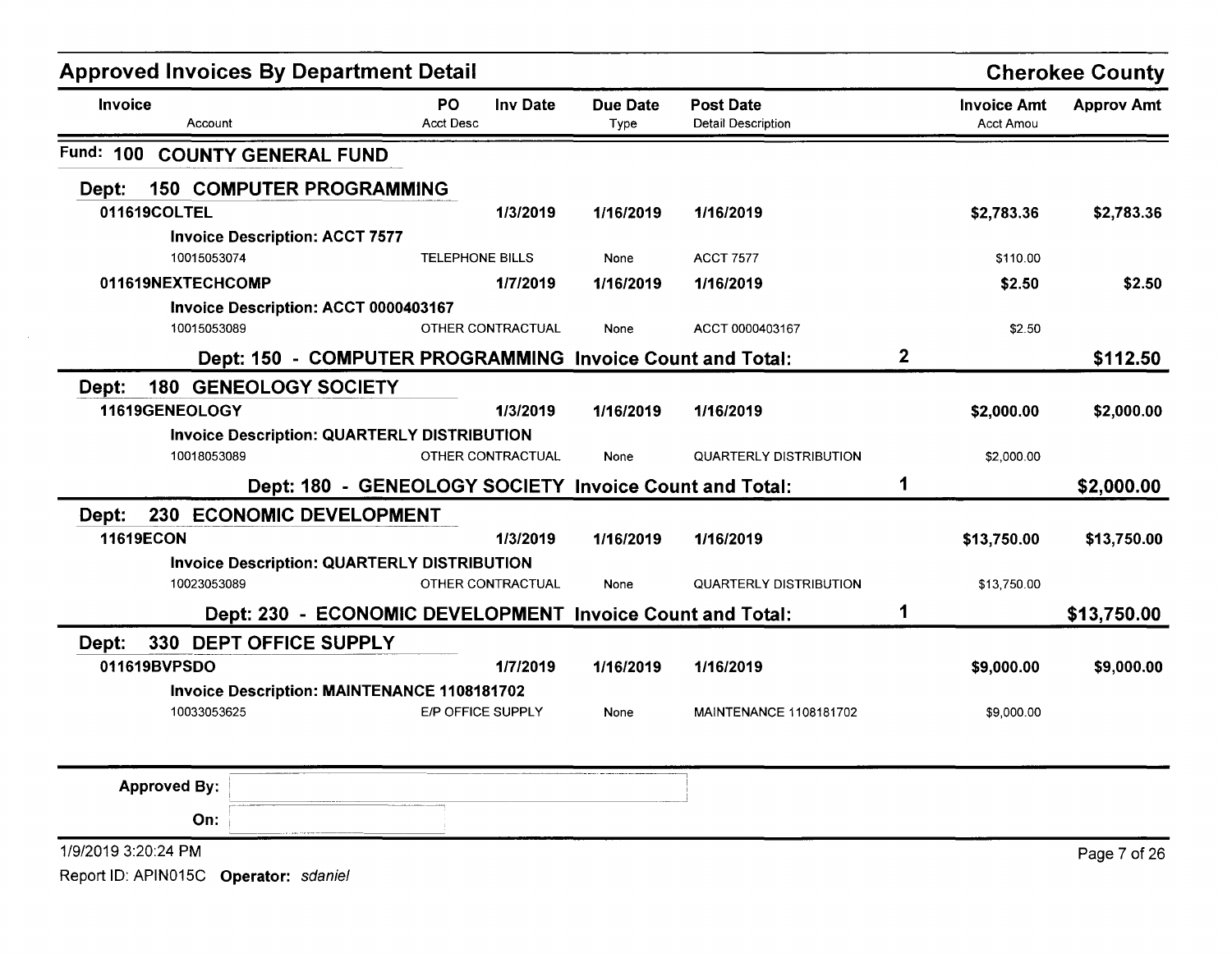## Approved Invoices By Department Detail

**Cherokee County**

| Invoice / Account | PO / Acct Desc | Inv Date | Due Date / Type | Post Date / Detail Description | | Invoice Amt / Acct Amou | Approv Amt |
|---|---|---|---|---|---|---|---|
| **Fund: 100 COUNTY GENERAL FUND** | | | | | | | |
| **Dept: 150 COMPUTER PROGRAMMING** | | | | | | | |
| **011619COLTEL** | | **1/3/2019** | **1/16/2019** | **1/16/2019** | | **$2,783.36** | **$2,783.36** |
| **Invoice Description: ACCT 7577** | | | | | | | |
| 10015053074 | TELEPHONE BILLS | | None | ACCT 7577 | | $110.00 | |
| **011619NEXTECHCOMP** | | **1/7/2019** | **1/16/2019** | **1/16/2019** | | **$2.50** | **$2.50** |
| **Invoice Description: ACCT 0000403167** | | | | | | | |
| 10015053089 | OTHER CONTRACTUAL | | None | ACCT 0000403167 | | $2.50 | |
| **Dept: 150 - COMPUTER PROGRAMMING Invoice Count and Total:** | | | | | **2** | | **$112.50** |
| **Dept: 180 GENEOLOGY SOCIETY** | | | | | | | |
| **11619GENEOLOGY** | | **1/3/2019** | **1/16/2019** | **1/16/2019** | | **$2,000.00** | **$2,000.00** |
| **Invoice Description: QUARTERLY DISTRIBUTION** | | | | | | | |
| 10018053089 | OTHER CONTRACTUAL | | None | QUARTERLY DISTRIBUTION | | $2,000.00 | |
| **Dept: 180 - GENEOLOGY SOCIETY Invoice Count and Total:** | | | | | **1** | | **$2,000.00** |
| **Dept: 230 ECONOMIC DEVELOPMENT** | | | | | | | |
| **11619ECON** | | **1/3/2019** | **1/16/2019** | **1/16/2019** | | **$13,750.00** | **$13,750.00** |
| **Invoice Description: QUARTERLY DISTRIBUTION** | | | | | | | |
| 10023053089 | OTHER CONTRACTUAL | | None | QUARTERLY DISTRIBUTION | | $13,750.00 | |
| **Dept: 230 - ECONOMIC DEVELOPMENT Invoice Count and Total:** | | | | | **1** | | **$13,750.00** |
| **Dept: 330 DEPT OFFICE SUPPLY** | | | | | | | |
| **011619BVPSDO** | | **1/7/2019** | **1/16/2019** | **1/16/2019** | | **$9,000.00** | **$9,000.00** |
| **Invoice Description: MAINTENANCE 1108181702** | | | | | | | |
| 10033053625 | E/P OFFICE SUPPLY | | None | MAINTENANCE 1108181702 | | $9,000.00 | |

**Approved By:**

**On:**

1/9/2019 3:20:24 PM

Report ID: APIN015C **Operator:** *sdaniel*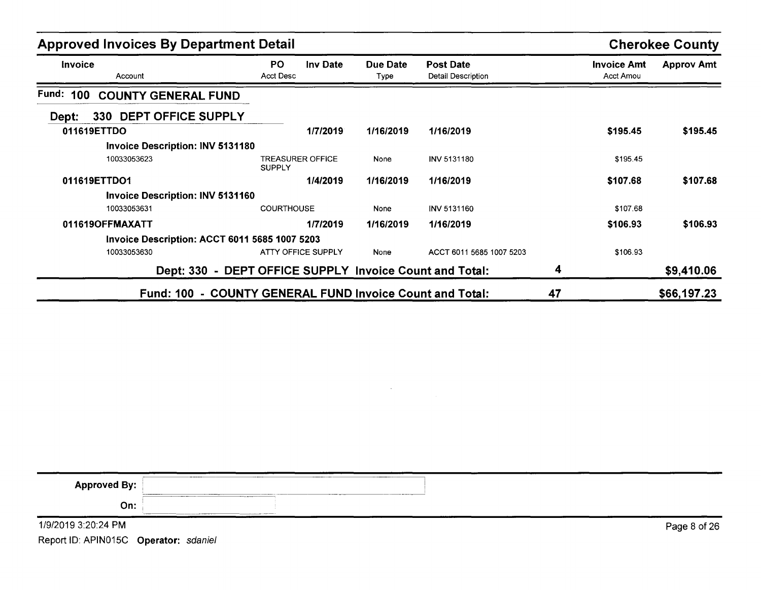## Approved Invoices By Department Detail

**Cherokee County**

| Invoice / Account | PO / Acct Desc | Inv Date | Due Date / Type | Post Date / Detail Description | | Invoice Amt / Acct Amou | Approv Amt |
|---|---|---|---|---|---|---|---|
| **Fund: 100 COUNTY GENERAL FUND** | | | | | | | |
| **Dept: 330 DEPT OFFICE SUPPLY** | | | | | | | |
| **011619ETTDO** | | **1/7/2019** | **1/16/2019** | **1/16/2019** | | **$195.45** | **$195.45** |
| **Invoice Description: INV 5131180** | | | | | | | |
| 10033053623 | TREASURER OFFICE SUPPLY | | None | INV 5131180 | | $195.45 | |
| **011619ETTDO1** | | **1/4/2019** | **1/16/2019** | **1/16/2019** | | **$107.68** | **$107.68** |
| **Invoice Description: INV 5131160** | | | | | | | |
| 10033053631 | COURTHOUSE | | None | INV 5131160 | | $107.68 | |
| **011619OFFMAXATT** | | **1/7/2019** | **1/16/2019** | **1/16/2019** | | **$106.93** | **$106.93** |
| **Invoice Description: ACCT 6011 5685 1007 5203** | | | | | | | |
| 10033053630 | ATTY OFFICE SUPPLY | | None | ACCT 6011 5685 1007 5203 | | $106.93 | |
| **Dept: 330 - DEPT OFFICE SUPPLY Invoice Count and Total:** | | | | | **4** | | **$9,410.06** |
| **Fund: 100 - COUNTY GENERAL FUND Invoice Count and Total:** | | | | | **47** | | **$66,197.23** |

**Approved By:**

**On:**

1/9/2019 3:20:24 PM

Report ID: APIN015C **Operator:** *sdaniel*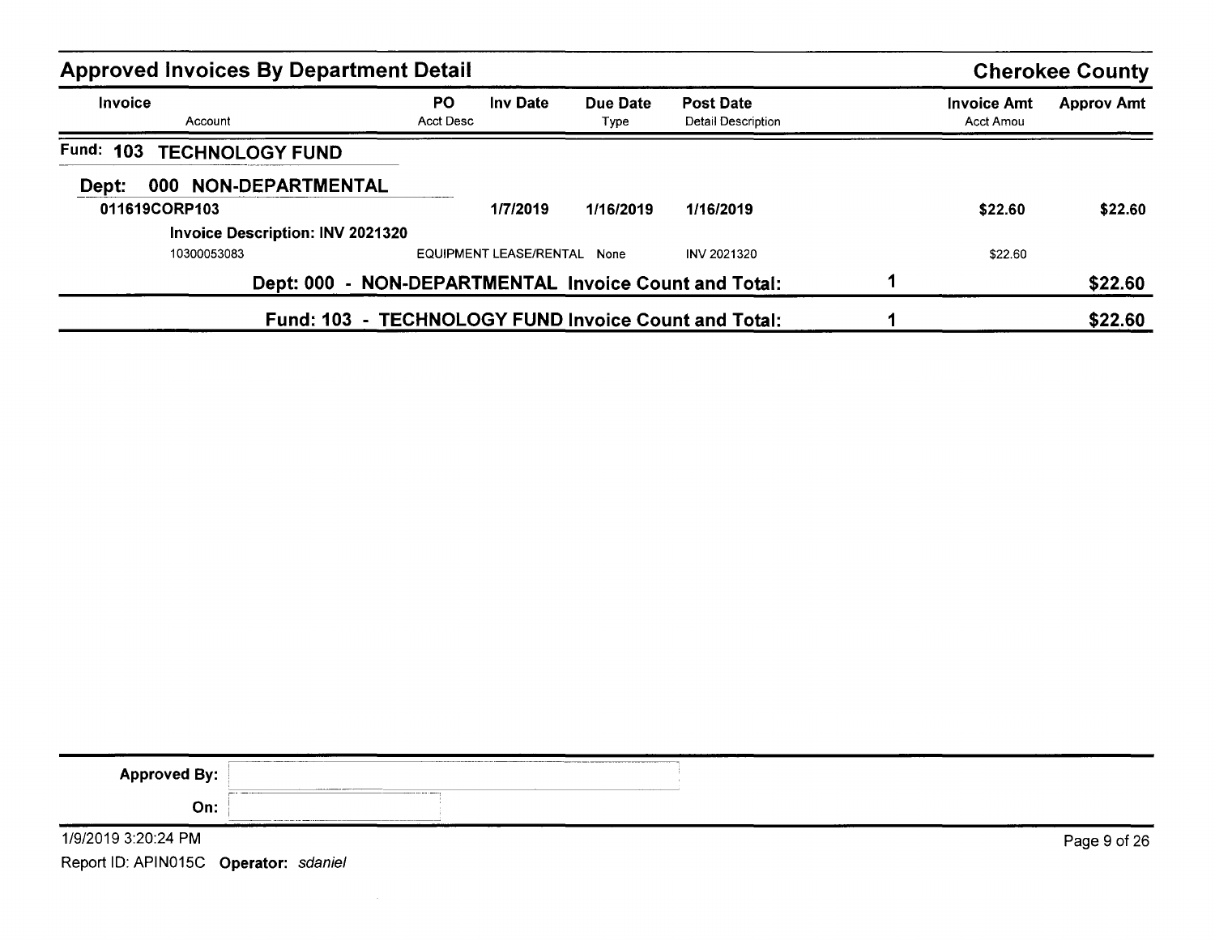## Approved Invoices By Department Detail

**Cherokee County**

| Invoice<br>Account | PO<br>Acct Desc | Inv Date | Due Date<br>Type | Post Date<br>Detail Description | | Invoice Amt<br>Acct Amou | Approv Amt |
|---|---|---|---|---|---|---|---|
| **Fund: 103 TECHNOLOGY FUND** | | | | | | | |
| **Dept: 000 NON-DEPARTMENTAL** | | | | | | | |
| **011619CORP103** | | **1/7/2019** | **1/16/2019** | **1/16/2019** | | **$22.60** | **$22.60** |
| **Invoice Description: INV 2021320** | | | | | | | |
| 10300053083 | EQUIPMENT LEASE/RENTAL | | None | INV 2021320 | | $22.60 | |
| **Dept: 000 - NON-DEPARTMENTAL Invoice Count and Total:** | | | | | **1** | | **$22.60** |
| **Fund: 103 - TECHNOLOGY FUND Invoice Count and Total:** | | | | | **1** | | **$22.60** |

**Approved By:**

**On:**

1/9/2019 3:20:24 PM

Report ID: APIN015C **Operator:** *sdaniel*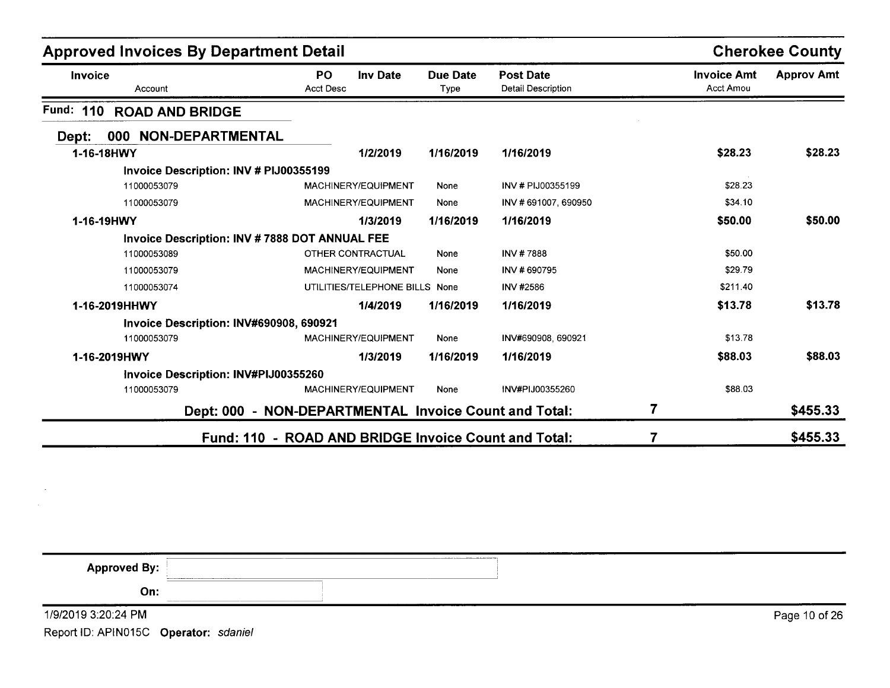## Approved Invoices By Department Detail

**Cherokee County**

| Invoice / Account | PO / Acct Desc | Inv Date | Due Date / Type | Post Date / Detail Description | | Invoice Amt / Acct Amou | Approv Amt |
|---|---|---|---|---|---|---|---|
| **Fund: 110 ROAD AND BRIDGE** | | | | | | | |
| **Dept: 000 NON-DEPARTMENTAL** | | | | | | | |
| **1-16-18HWY** | | **1/2/2019** | **1/16/2019** | **1/16/2019** | | **$28.23** | **$28.23** |
| **Invoice Description: INV # PIJ00355199** | | | | | | | |
| 11000053079 | MACHINERY/EQUIPMENT | | None | INV # PIJ00355199 | | $28.23 | |
| 11000053079 | MACHINERY/EQUIPMENT | | None | INV # 691007, 690950 | | $34.10 | |
| **1-16-19HWY** | | **1/3/2019** | **1/16/2019** | **1/16/2019** | | **$50.00** | **$50.00** |
| **Invoice Description: INV # 7888 DOT ANNUAL FEE** | | | | | | | |
| 11000053089 | OTHER CONTRACTUAL | | None | INV # 7888 | | $50.00 | |
| 11000053079 | MACHINERY/EQUIPMENT | | None | INV # 690795 | | $29.79 | |
| 11000053074 | UTILITIES/TELEPHONE BILLS | | None | INV #2586 | | $211.40 | |
| **1-16-2019HHWY** | | **1/4/2019** | **1/16/2019** | **1/16/2019** | | **$13.78** | **$13.78** |
| **Invoice Description: INV#690908, 690921** | | | | | | | |
| 11000053079 | MACHINERY/EQUIPMENT | | None | INV#690908, 690921 | | $13.78 | |
| **1-16-2019HWY** | | **1/3/2019** | **1/16/2019** | **1/16/2019** | | **$88.03** | **$88.03** |
| **Invoice Description: INV#PIJ00355260** | | | | | | | |
| 11000053079 | MACHINERY/EQUIPMENT | | None | INV#PIJ00355260 | | $88.03 | |
| **Dept: 000 - NON-DEPARTMENTAL Invoice Count and Total:** | | | | | **7** | | **$455.33** |
| **Fund: 110 - ROAD AND BRIDGE Invoice Count and Total:** | | | | | **7** | | **$455.33** |

**Approved By:**

**On:**

1/9/2019 3:20:24 PM

Report ID: APIN015C **Operator:** *sdaniel*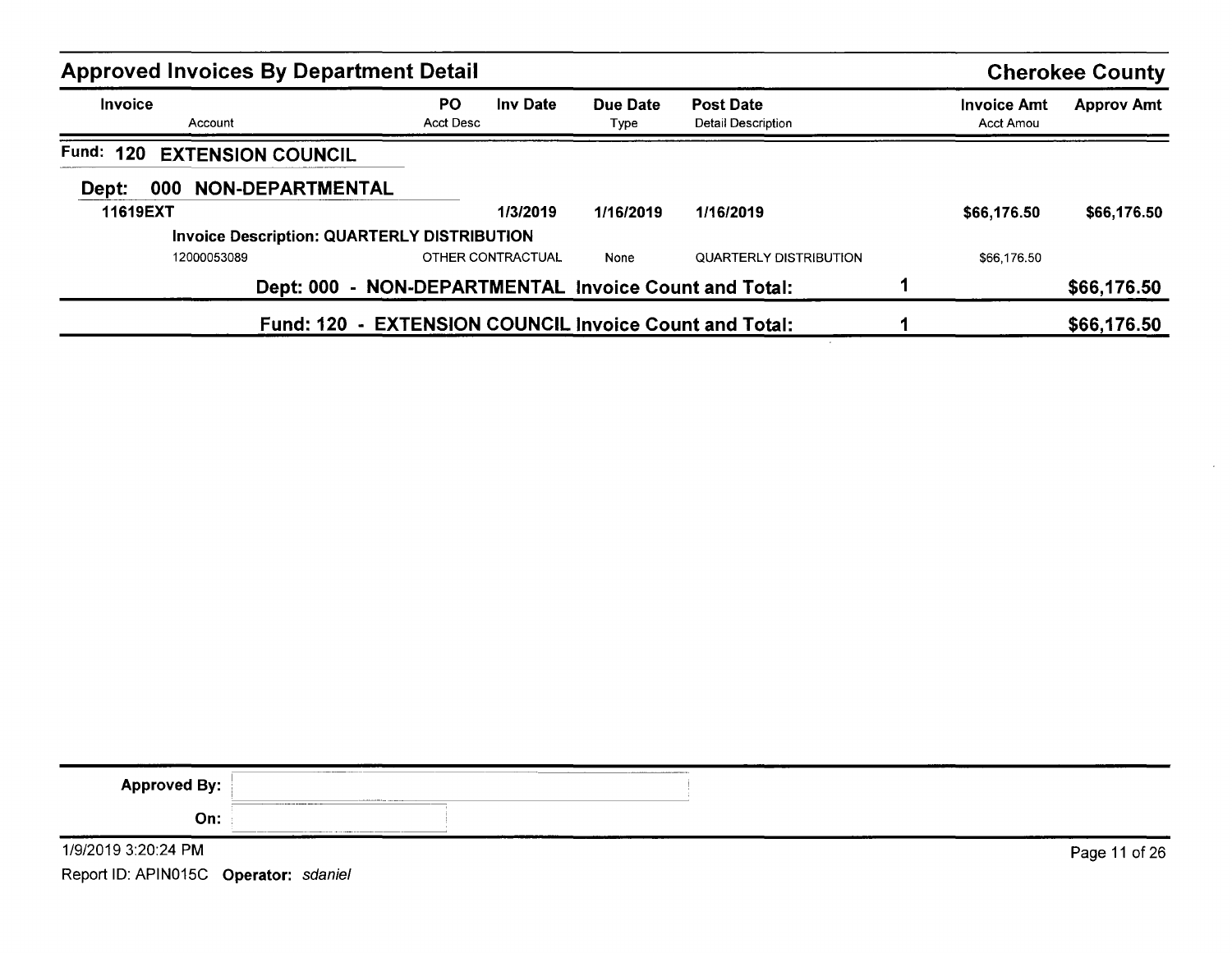## Approved Invoices By Department Detail

**Cherokee County**

| Invoice / Account | PO / Acct Desc | Inv Date | Due Date / Type | Post Date / Detail Description | | Invoice Amt / Acct Amou | Approv Amt |
|---|---|---|---|---|---|---|---|
| **Fund: 120 EXTENSION COUNCIL** | | | | | | | |
| **Dept: 000 NON-DEPARTMENTAL** | | | | | | | |
| **11619EXT** | | **1/3/2019** | **1/16/2019** | **1/16/2019** | | **$66,176.50** | **$66,176.50** |
| **Invoice Description: QUARTERLY DISTRIBUTION** | | | | | | | |
| 12000053089 | OTHER CONTRACTUAL | | None | QUARTERLY DISTRIBUTION | | $66,176.50 | |
| **Dept: 000 - NON-DEPARTMENTAL Invoice Count and Total:** | | | | | **1** | | **$66,176.50** |
| **Fund: 120 - EXTENSION COUNCIL Invoice Count and Total:** | | | | | **1** | | **$66,176.50** |

**Approved By:**

**On:**

1/9/2019 3:20:24 PM

Report ID: APIN015C **Operator:** *sdaniel*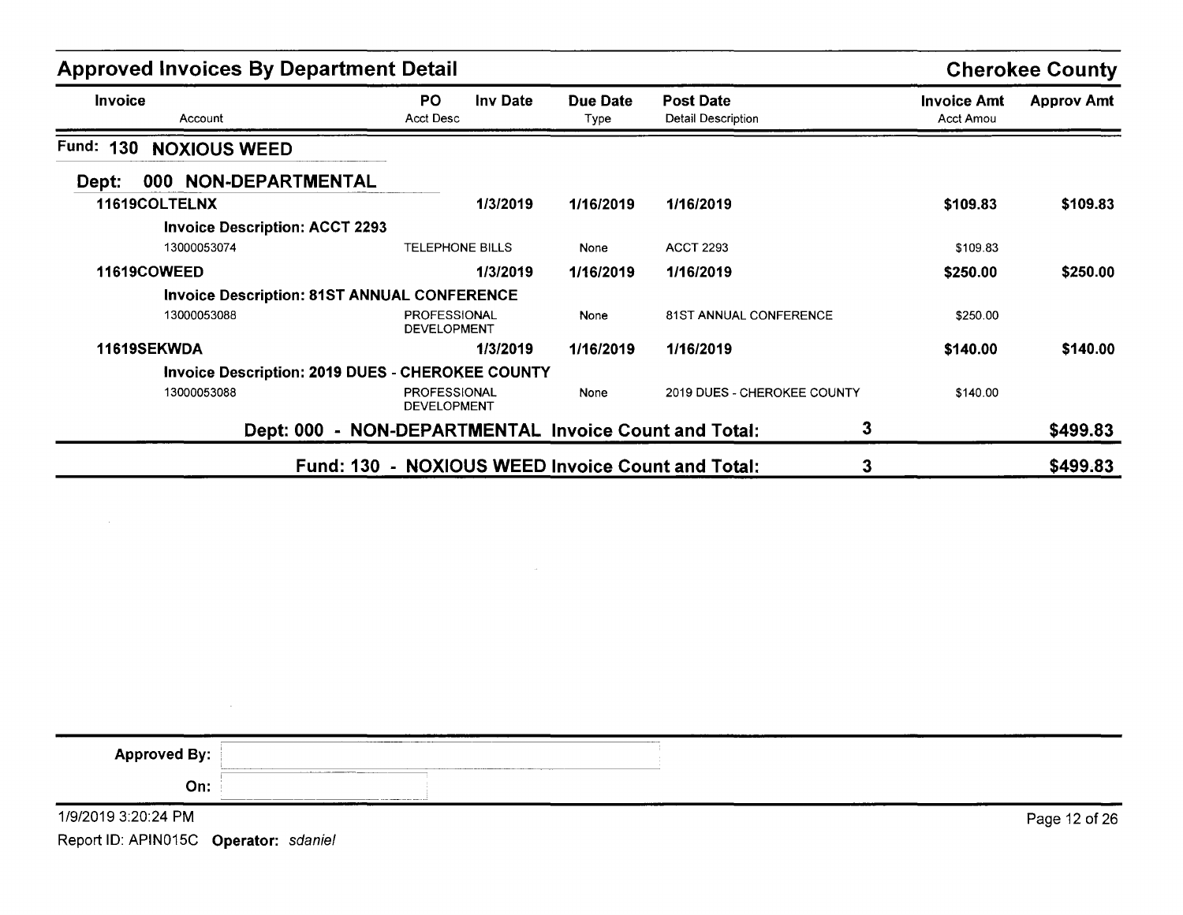## Approved Invoices By Department Detail

**Cherokee County**

| Invoice / Account | PO / Acct Desc | Inv Date | Due Date / Type | Post Date / Detail Description | Invoice Amt / Acct Amou | Approv Amt |
|---|---|---|---|---|---|---|
| **Fund: 130 NOXIOUS WEED** | | | | | | |
| **Dept: 000 NON-DEPARTMENTAL** | | | | | | |
| **11619COLTELNX** | | **1/3/2019** | **1/16/2019** | **1/16/2019** | **$109.83** | **$109.83** |
| **Invoice Description: ACCT 2293** | | | | | | |
| 13000053074 | TELEPHONE BILLS | | None | ACCT 2293 | $109.83 | |
| **11619COWEED** | | **1/3/2019** | **1/16/2019** | **1/16/2019** | **$250.00** | **$250.00** |
| **Invoice Description: 81ST ANNUAL CONFERENCE** | | | | | | |
| 13000053088 | PROFESSIONAL DEVELOPMENT | | None | 81ST ANNUAL CONFERENCE | $250.00 | |
| **11619SEKWDA** | | **1/3/2019** | **1/16/2019** | **1/16/2019** | **$140.00** | **$140.00** |
| **Invoice Description: 2019 DUES - CHEROKEE COUNTY** | | | | | | |
| 13000053088 | PROFESSIONAL DEVELOPMENT | | None | 2019 DUES - CHEROKEE COUNTY | $140.00 | |

**Dept: 000 - NON-DEPARTMENTAL Invoice Count and Total: 3 — $499.83**

**Fund: 130 - NOXIOUS WEED Invoice Count and Total: 3 — $499.83**

**Approved By:**

**On:**

1/9/2019 3:20:24 PM

Report ID: APIN015C **Operator:** *sdaniel*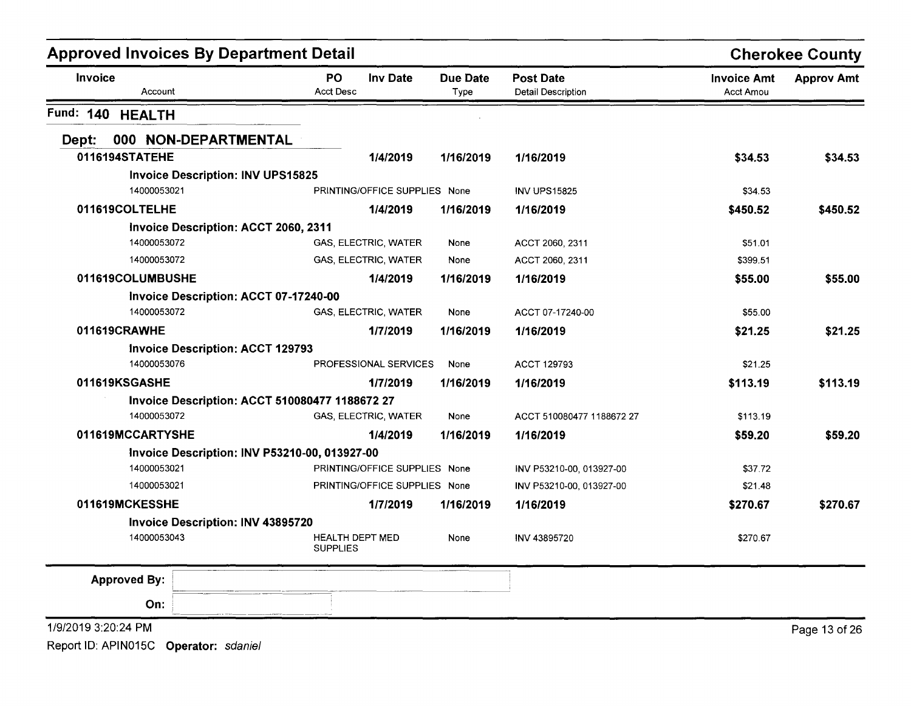# Approved Invoices By Department Detail

**Cherokee County**

| Invoice | PO | Inv Date | Due Date | Post Date | Invoice Amt | Approv Amt |
|---|---|---|---|---|---|---|
| Account | Acct Desc | | Type | Detail Description | Acct Amou | |

## Fund: 140 HEALTH

### Dept: 000 NON-DEPARTMENTAL

| Invoice / Account | PO / Acct Desc | Inv Date | Due Date / Type | Post Date / Detail Description | Invoice Amt / Acct Amou | Approv Amt |
|---|---|---|---|---|---|---|
| **0116194STATEHE** | | **1/4/2019** | **1/16/2019** | **1/16/2019** | **$34.53** | **$34.53** |
| **Invoice Description: INV UPS15825** | | | | | | |
| 14000053021 | PRINTING/OFFICE SUPPLIES | | None | INV UPS15825 | $34.53 | |
| **011619COLTELHE** | | **1/4/2019** | **1/16/2019** | **1/16/2019** | **$450.52** | **$450.52** |
| **Invoice Description: ACCT 2060, 2311** | | | | | | |
| 14000053072 | GAS, ELECTRIC, WATER | | None | ACCT 2060, 2311 | $51.01 | |
| 14000053072 | GAS, ELECTRIC, WATER | | None | ACCT 2060, 2311 | $399.51 | |
| **011619COLUMBUSHE** | | **1/4/2019** | **1/16/2019** | **1/16/2019** | **$55.00** | **$55.00** |
| **Invoice Description: ACCT 07-17240-00** | | | | | | |
| 14000053072 | GAS, ELECTRIC, WATER | | None | ACCT 07-17240-00 | $55.00 | |
| **011619CRAWHE** | | **1/7/2019** | **1/16/2019** | **1/16/2019** | **$21.25** | **$21.25** |
| **Invoice Description: ACCT 129793** | | | | | | |
| 14000053076 | PROFESSIONAL SERVICES | | None | ACCT 129793 | $21.25 | |
| **011619KSGASHE** | | **1/7/2019** | **1/16/2019** | **1/16/2019** | **$113.19** | **$113.19** |
| **Invoice Description: ACCT 510080477 1188672 27** | | | | | | |
| 14000053072 | GAS, ELECTRIC, WATER | | None | ACCT 510080477 1188672 27 | $113.19 | |
| **011619MCCARTYSHE** | | **1/4/2019** | **1/16/2019** | **1/16/2019** | **$59.20** | **$59.20** |
| **Invoice Description: INV P53210-00, 013927-00** | | | | | | |
| 14000053021 | PRINTING/OFFICE SUPPLIES | | None | INV P53210-00, 013927-00 | $37.72 | |
| 14000053021 | PRINTING/OFFICE SUPPLIES | | None | INV P53210-00, 013927-00 | $21.48 | |
| **011619MCKESSHE** | | **1/7/2019** | **1/16/2019** | **1/16/2019** | **$270.67** | **$270.67** |
| **Invoice Description: INV 43895720** | | | | | | |
| 14000053043 | HEALTH DEPT MED SUPPLIES | | None | INV 43895720 | $270.67 | |

**Approved By:**

**On:**

1/9/2019 3:20:24 PM

Report ID: APIN015C **Operator:** *sdaniel*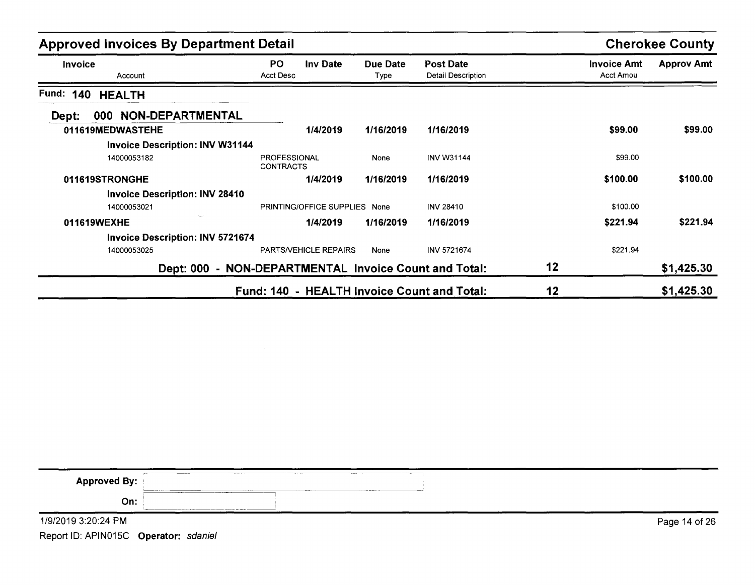## Approved Invoices By Department Detail

**Cherokee County**

| Invoice / Account | PO / Acct Desc | Inv Date | Due Date / Type | Post Date / Detail Description | | Invoice Amt / Acct Amou | Approv Amt |
|---|---|---|---|---|---|---|---|
| **Fund: 140 HEALTH** | | | | | | | |
| **Dept: 000 NON-DEPARTMENTAL** | | | | | | | |
| **011619MEDWASTEHE** | | **1/4/2019** | **1/16/2019** | **1/16/2019** | | **$99.00** | **$99.00** |
| **Invoice Description: INV W31144** | | | | | | | |
| 14000053182 | PROFESSIONAL CONTRACTS | | None | INV W31144 | | $99.00 | |
| **011619STRONGHE** | | **1/4/2019** | **1/16/2019** | **1/16/2019** | | **$100.00** | **$100.00** |
| **Invoice Description: INV 28410** | | | | | | | |
| 14000053021 | PRINTING/OFFICE SUPPLIES | | None | INV 28410 | | $100.00 | |
| **011619WEXHE** | | **1/4/2019** | **1/16/2019** | **1/16/2019** | | **$221.94** | **$221.94** |
| **Invoice Description: INV 5721674** | | | | | | | |
| 14000053025 | PARTS/VEHICLE REPAIRS | | None | INV 5721674 | | $221.94 | |
| **Dept: 000 - NON-DEPARTMENTAL Invoice Count and Total:** | | | | | **12** | | **$1,425.30** |
| **Fund: 140 - HEALTH Invoice Count and Total:** | | | | | **12** | | **$1,425.30** |

**Approved By:** 

**On:** 

1/9/2019 3:20:24 PM

Report ID: APIN015C **Operator:** *sdaniel*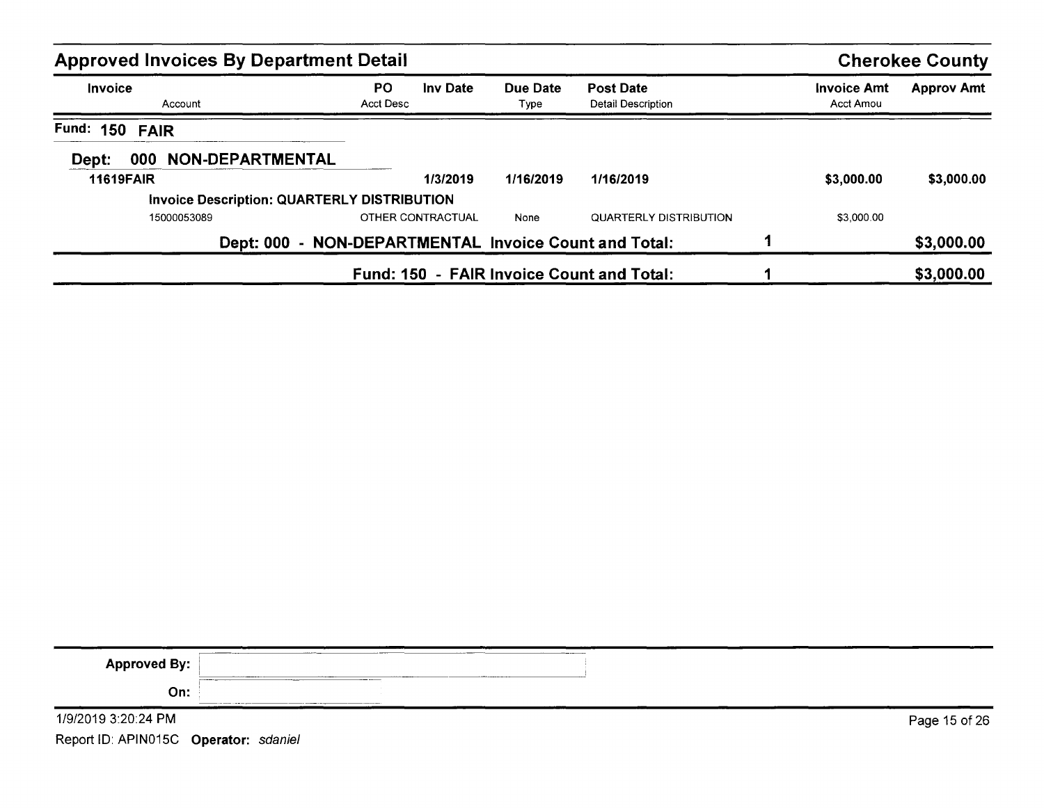## Approved Invoices By Department Detail

**Cherokee County**

| Invoice | | PO | Inv Date | Due Date | Post Date | | Invoice Amt | Approv Amt |
|---|---|---|---|---|---|---|---|---|
| | Account | Acct Desc | | Type | Detail Description | | Acct Amou | |
| **Fund: 150 FAIR** | | | | | | | | |
| **Dept: 000 NON-DEPARTMENTAL** | | | | | | | | |
| **11619FAIR** | | | **1/3/2019** | **1/16/2019** | **1/16/2019** | | **$3,000.00** | **$3,000.00** |
| | **Invoice Description: QUARTERLY DISTRIBUTION** | | | | | | | |
| | 15000053089 | OTHER CONTRACTUAL | | None | QUARTERLY DISTRIBUTION | | $3,000.00 | |
| | **Dept: 000 - NON-DEPARTMENTAL Invoice Count and Total:** | | | | | **1** | | **$3,000.00** |
| | **Fund: 150 - FAIR Invoice Count and Total:** | | | | | **1** | | **$3,000.00** |

**Approved By:**

**On:**

1/9/2019 3:20:24 PM

Report ID: APIN015C **Operator:** *sdaniel*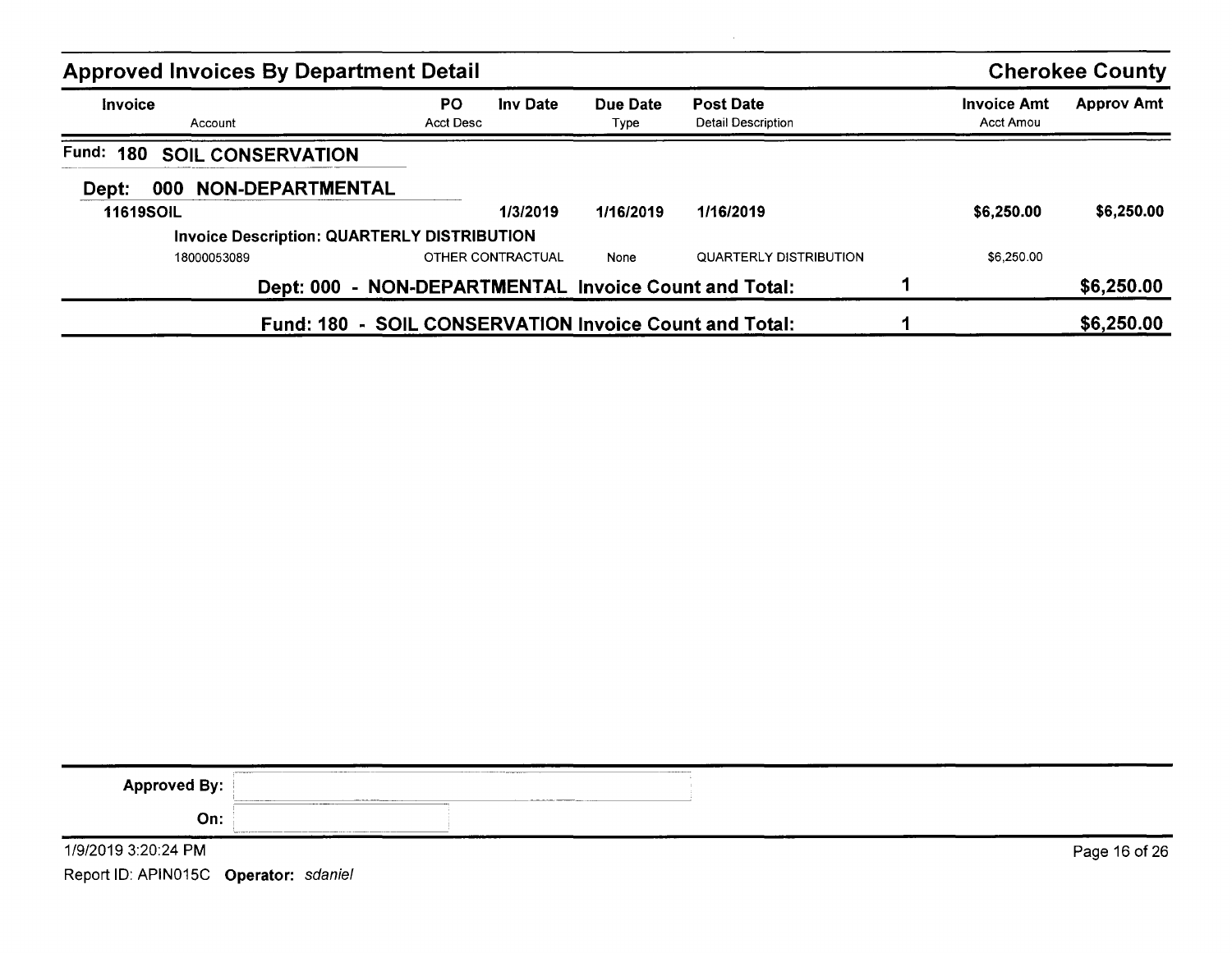## Approved Invoices By Department Detail

**Cherokee County**

| Invoice / Account | PO / Acct Desc | Inv Date | Due Date / Type | Post Date / Detail Description | | Invoice Amt / Acct Amou | Approv Amt |
|---|---|---|---|---|---|---|---|
| **Fund: 180 SOIL CONSERVATION** | | | | | | | |
| **Dept: 000 NON-DEPARTMENTAL** | | | | | | | |
| **11619SOIL** | | **1/3/2019** | **1/16/2019** | **1/16/2019** | | **$6,250.00** | **$6,250.00** |
| **Invoice Description: QUARTERLY DISTRIBUTION** | | | | | | | |
| 18000053089 | OTHER CONTRACTUAL | | None | QUARTERLY DISTRIBUTION | | $6,250.00 | |
| **Dept: 000 - NON-DEPARTMENTAL Invoice Count and Total:** | | | | | **1** | | **$6,250.00** |
| **Fund: 180 - SOIL CONSERVATION Invoice Count and Total:** | | | | | **1** | | **$6,250.00** |

**Approved By:**

**On:**

1/9/2019 3:20:24 PM

Report ID: APIN015C **Operator:** *sdaniel*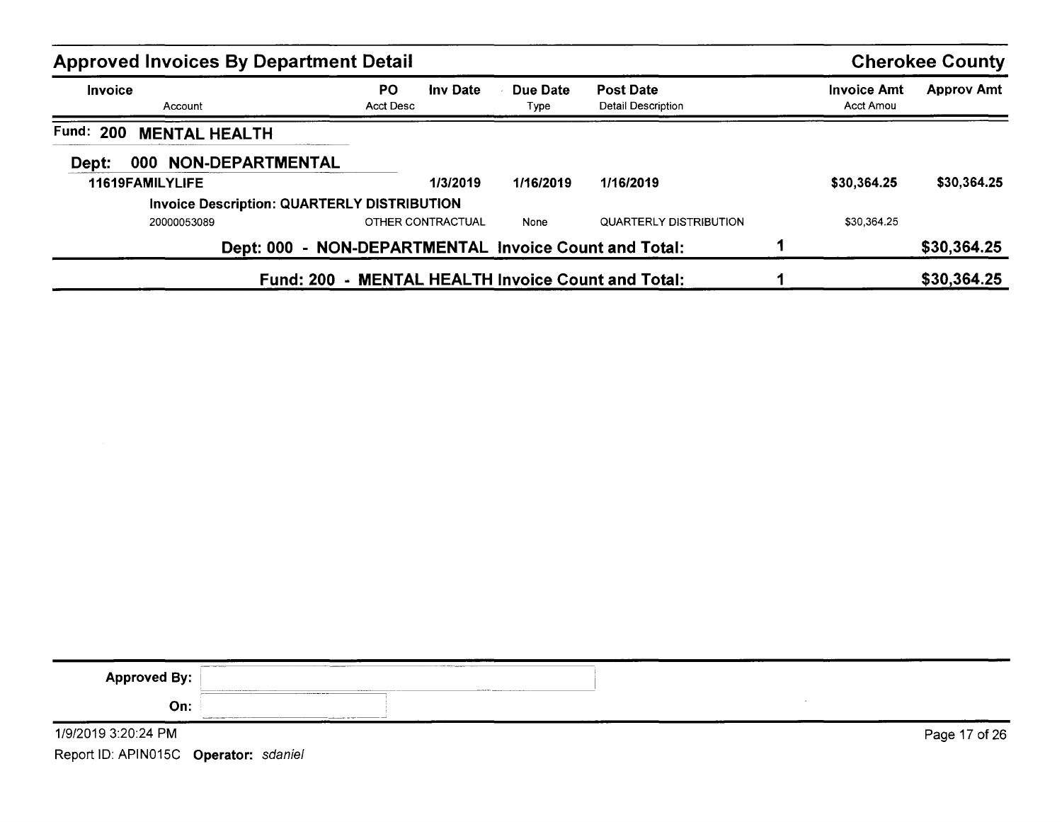## Approved Invoices By Department Detail

**Cherokee County**

| Invoice / Account | PO / Acct Desc | Inv Date | Due Date / Type | Post Date / Detail Description | | Invoice Amt / Acct Amou | Approv Amt |
|---|---|---|---|---|---|---|---|
| **Fund: 200 MENTAL HEALTH** | | | | | | | |
| **Dept: 000 NON-DEPARTMENTAL** | | | | | | | |
| **11619FAMILYLIFE** | | **1/3/2019** | **1/16/2019** | **1/16/2019** | | **$30,364.25** | **$30,364.25** |
| **Invoice Description: QUARTERLY DISTRIBUTION** | | | | | | | |
| 20000053089 | OTHER CONTRACTUAL | | None | QUARTERLY DISTRIBUTION | | $30,364.25 | |
| **Dept: 000 - NON-DEPARTMENTAL Invoice Count and Total:** | | | | | **1** | | **$30,364.25** |
| **Fund: 200 - MENTAL HEALTH Invoice Count and Total:** | | | | | **1** | | **$30,364.25** |

**Approved By:**

**On:**

1/9/2019 3:20:24 PM

Report ID: APIN015C **Operator:** *sdaniel*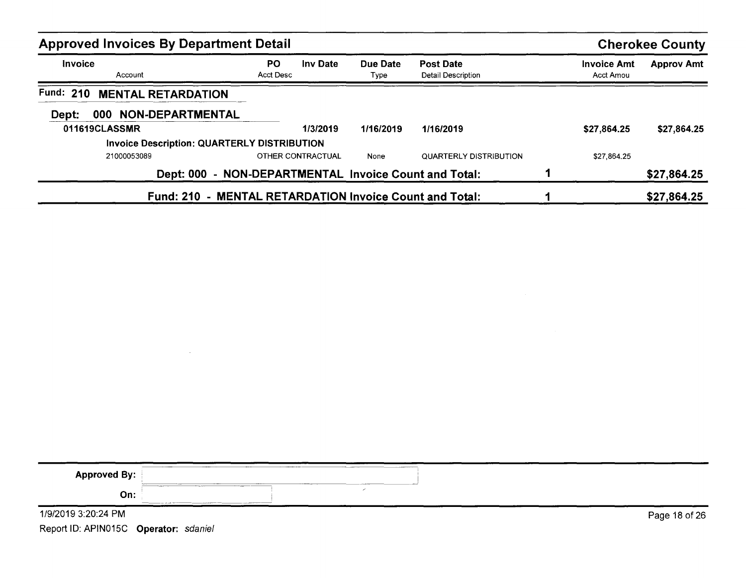## Approved Invoices By Department Detail

**Cherokee County**

| Invoice / Account | PO / Acct Desc | Inv Date | Due Date / Type | Post Date / Detail Description | | Invoice Amt / Acct Amou | Approv Amt |
|---|---|---|---|---|---|---|---|
| **Fund: 210 MENTAL RETARDATION** | | | | | | | |
| **Dept: 000 NON-DEPARTMENTAL** | | | | | | | |
| **011619CLASSMR** | | **1/3/2019** | **1/16/2019** | **1/16/2019** | | **$27,864.25** | **$27,864.25** |
| **Invoice Description: QUARTERLY DISTRIBUTION** | | | | | | | |
| 21000053089 | OTHER CONTRACTUAL | | None | QUARTERLY DISTRIBUTION | | $27,864.25 | |
| **Dept: 000 - NON-DEPARTMENTAL Invoice Count and Total:** | | | | | **1** | | **$27,864.25** |
| **Fund: 210 - MENTAL RETARDATION Invoice Count and Total:** | | | | | **1** | | **$27,864.25** |

**Approved By:**

**On:**

1/9/2019 3:20:24 PM

Report ID: APIN015C **Operator:** *sdaniel*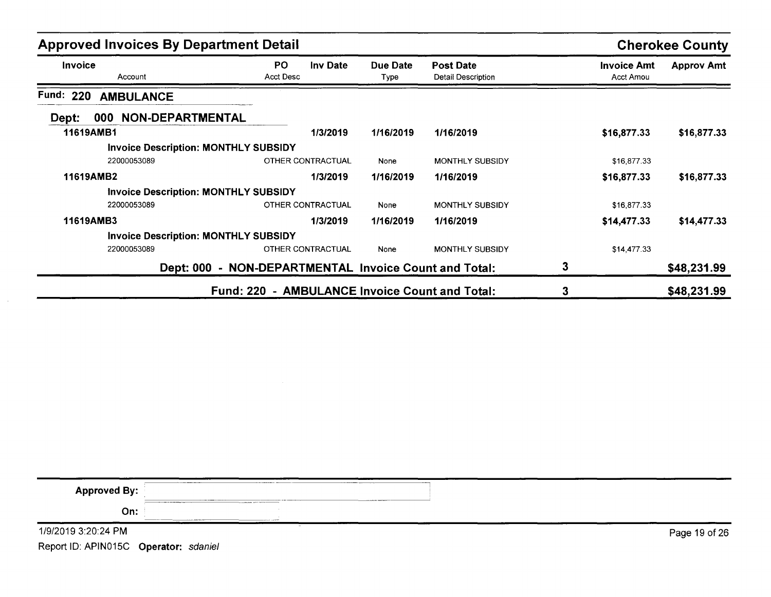## Approved Invoices By Department Detail

**Cherokee County**

| Invoice / Account | PO / Acct Desc | Inv Date | Due Date / Type | Post Date / Detail Description | | Invoice Amt / Acct Amou | Approv Amt |
|---|---|---|---|---|---|---|---|
| **Fund: 220 AMBULANCE** | | | | | | | |
| **Dept: 000 NON-DEPARTMENTAL** | | | | | | | |
| **11619AMB1** | | **1/3/2019** | **1/16/2019** | **1/16/2019** | | **$16,877.33** | **$16,877.33** |
| **Invoice Description: MONTHLY SUBSIDY** | | | | | | | |
| 22000053089 | OTHER CONTRACTUAL | | None | MONTHLY SUBSIDY | | $16,877.33 | |
| **11619AMB2** | | **1/3/2019** | **1/16/2019** | **1/16/2019** | | **$16,877.33** | **$16,877.33** |
| **Invoice Description: MONTHLY SUBSIDY** | | | | | | | |
| 22000053089 | OTHER CONTRACTUAL | | None | MONTHLY SUBSIDY | | $16,877.33 | |
| **11619AMB3** | | **1/3/2019** | **1/16/2019** | **1/16/2019** | | **$14,477.33** | **$14,477.33** |
| **Invoice Description: MONTHLY SUBSIDY** | | | | | | | |
| 22000053089 | OTHER CONTRACTUAL | | None | MONTHLY SUBSIDY | | $14,477.33 | |
| **Dept: 000 - NON-DEPARTMENTAL Invoice Count and Total:** | | | | | **3** | | **$48,231.99** |
| **Fund: 220 - AMBULANCE Invoice Count and Total:** | | | | | **3** | | **$48,231.99** |

**Approved By:**

**On:**

1/9/2019 3:20:24 PM

Report ID: APIN015C **Operator:** *sdaniel*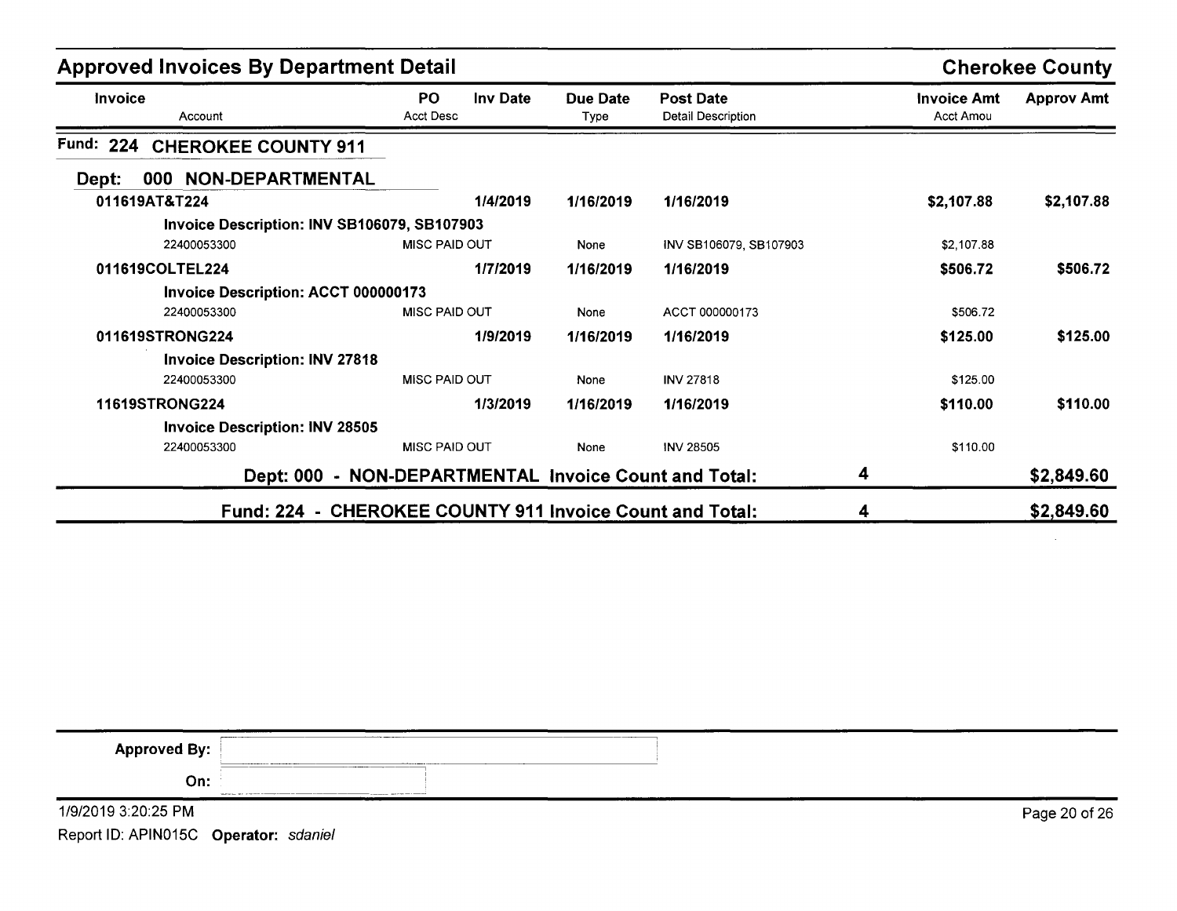## Approved Invoices By Department Detail

**Cherokee County**

| Invoice<br>Account | PO<br>Acct Desc | Inv Date | Due Date<br>Type | Post Date<br>Detail Description | Invoice Amt<br>Acct Amou | Approv Amt |
|---|---|---|---|---|---|---|
| **Fund: 224 CHEROKEE COUNTY 911** | | | | | | |
| **Dept: 000 NON-DEPARTMENTAL** | | | | | | |
| **011619AT&T224** | | **1/4/2019** | **1/16/2019** | **1/16/2019** | **$2,107.88** | **$2,107.88** |
| **Invoice Description: INV SB106079, SB107903** | | | | | | |
| 22400053300 | MISC PAID OUT | | None | INV SB106079, SB107903 | $2,107.88 | |
| **011619COLTEL224** | | **1/7/2019** | **1/16/2019** | **1/16/2019** | **$506.72** | **$506.72** |
| **Invoice Description: ACCT 000000173** | | | | | | |
| 22400053300 | MISC PAID OUT | | None | ACCT 000000173 | $506.72 | |
| **011619STRONG224** | | **1/9/2019** | **1/16/2019** | **1/16/2019** | **$125.00** | **$125.00** |
| **Invoice Description: INV 27818** | | | | | | |
| 22400053300 | MISC PAID OUT | | None | INV 27818 | $125.00 | |
| **11619STRONG224** | | **1/3/2019** | **1/16/2019** | **1/16/2019** | **$110.00** | **$110.00** |
| **Invoice Description: INV 28505** | | | | | | |
| 22400053300 | MISC PAID OUT | | None | INV 28505 | $110.00 | |
| **Dept: 000 - NON-DEPARTMENTAL Invoice Count and Total:** | | | | | **4** | **$2,849.60** |
| **Fund: 224 - CHEROKEE COUNTY 911 Invoice Count and Total:** | | | | | **4** | **$2,849.60** |

**Approved By:**

**On:**

1/9/2019 3:20:25 PM

Report ID: APIN015C **Operator:** *sdaniel*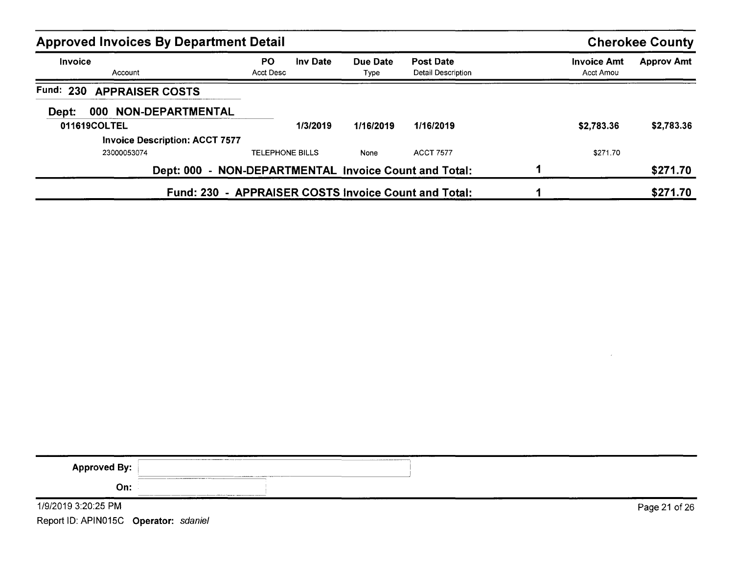## Approved Invoices By Department Detail — Cherokee County

| Invoice | PO | Inv Date | Due Date | Post Date | | Invoice Amt | Approv Amt |
|---|---|---|---|---|---|---|---|
| Account | Acct Desc | | Type | Detail Description | | Acct Amou | |

**Fund: 230 APPRAISER COSTS**

**Dept: 000 NON-DEPARTMENTAL**

| Invoice | PO | Inv Date | Due Date | Post Date | | Invoice Amt | Approv Amt |
|---|---|---|---|---|---|---|---|
| **011619COLTEL** | | **1/3/2019** | **1/16/2019** | **1/16/2019** | | **$2,783.36** | **$2,783.36** |
| **Invoice Description: ACCT 7577** | | | | | | | |
| 23000053074 | TELEPHONE BILLS | | None | ACCT 7577 | | $271.70 | |
| **Dept: 000 - NON-DEPARTMENTAL Invoice Count and Total:** | | | | | **1** | | **$271.70** |
| **Fund: 230 - APPRAISER COSTS Invoice Count and Total:** | | | | | **1** | | **$271.70** |

**Approved By:**

**On:**

1/9/2019 3:20:25 PM

Report ID: APIN015C **Operator:** *sdaniel*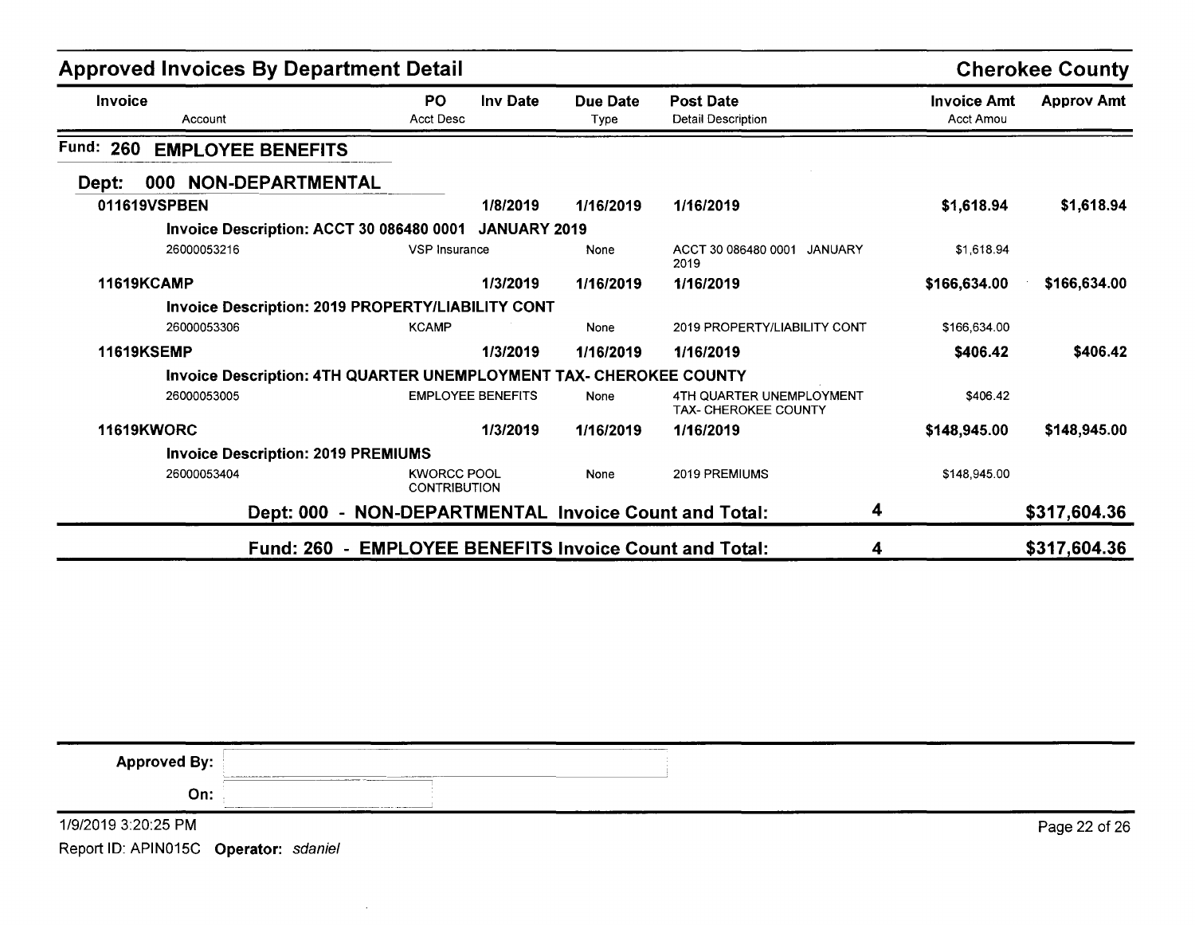## Approved Invoices By Department Detail

**Cherokee County**

| Invoice / Account | PO / Acct Desc | Inv Date | Due Date / Type | Post Date / Detail Description | Invoice Amt / Acct Amou | Approv Amt |
|---|---|---|---|---|---|---|

### Fund: 260 EMPLOYEE BENEFITS

#### Dept: 000 NON-DEPARTMENTAL

| Invoice / Account | PO / Acct Desc | Inv Date | Due Date / Type | Post Date / Detail Description | Invoice Amt / Acct Amou | Approv Amt |
|---|---|---|---|---|---|---|
| **011619VSPBEN** | | **1/8/2019** | **1/16/2019** | **1/16/2019** | **$1,618.94** | **$1,618.94** |
| **Invoice Description: ACCT 30 086480 0001 JANUARY 2019** | | | | | | |
| 26000053216 | VSP Insurance | | None | ACCT 30 086480 0001 JANUARY 2019 | $1,618.94 | |
| **11619KCAMP** | | **1/3/2019** | **1/16/2019** | **1/16/2019** | **$166,634.00** | **$166,634.00** |
| **Invoice Description: 2019 PROPERTY/LIABILITY CONT** | | | | | | |
| 26000053306 | KCAMP | | None | 2019 PROPERTY/LIABILITY CONT | $166,634.00 | |
| **11619KSEMP** | | **1/3/2019** | **1/16/2019** | **1/16/2019** | **$406.42** | **$406.42** |
| **Invoice Description: 4TH QUARTER UNEMPLOYMENT TAX- CHEROKEE COUNTY** | | | | | | |
| 26000053005 | EMPLOYEE BENEFITS | | None | 4TH QUARTER UNEMPLOYMENT TAX- CHEROKEE COUNTY | $406.42 | |
| **11619KWORC** | | **1/3/2019** | **1/16/2019** | **1/16/2019** | **$148,945.00** | **$148,945.00** |
| **Invoice Description: 2019 PREMIUMS** | | | | | | |
| 26000053404 | KWORCC POOL CONTRIBUTION | | None | 2019 PREMIUMS | $148,945.00 | |

**Dept: 000 - NON-DEPARTMENTAL Invoice Count and Total: 4 — $317,604.36**

**Fund: 260 - EMPLOYEE BENEFITS Invoice Count and Total: 4 — $317,604.36**

**Approved By:**

**On:**

1/9/2019 3:20:25 PM

Report ID: APIN015C **Operator:** *sdaniel*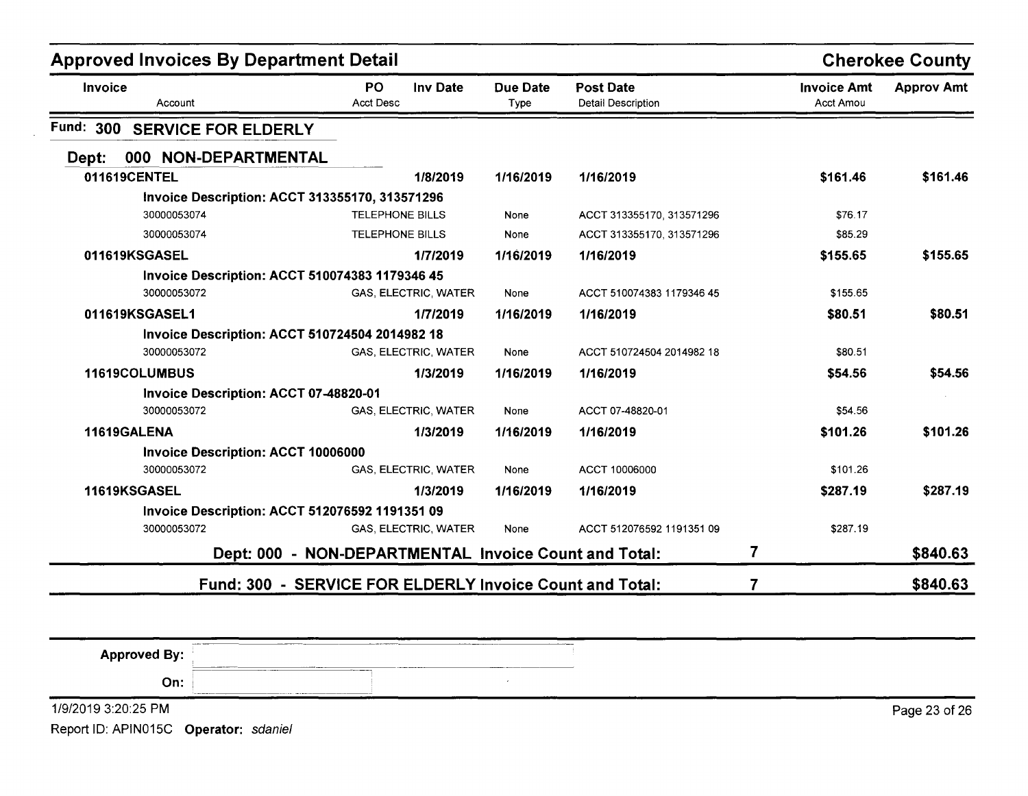## Approved Invoices By Department Detail

**Cherokee County**

| Invoice / Account | PO / Acct Desc | Inv Date | Due Date / Type | Post Date / Detail Description | Invoice Amt / Acct Amou | Approv Amt |
|---|---|---|---|---|---|---|
| **Fund: 300 SERVICE FOR ELDERLY** | | | | | | |
| **Dept: 000 NON-DEPARTMENTAL** | | | | | | |
| **011619CENTEL** | | **1/8/2019** | **1/16/2019** | **1/16/2019** | **$161.46** | **$161.46** |
| **Invoice Description: ACCT 313355170, 313571296** | | | | | | |
| 30000053074 | TELEPHONE BILLS | | None | ACCT 313355170, 313571296 | $76.17 | |
| 30000053074 | TELEPHONE BILLS | | None | ACCT 313355170, 313571296 | $85.29 | |
| **011619KSGASEL** | | **1/7/2019** | **1/16/2019** | **1/16/2019** | **$155.65** | **$155.65** |
| **Invoice Description: ACCT 510074383 1179346 45** | | | | | | |
| 30000053072 | GAS, ELECTRIC, WATER | | None | ACCT 510074383 1179346 45 | $155.65 | |
| **011619KSGASEL1** | | **1/7/2019** | **1/16/2019** | **1/16/2019** | **$80.51** | **$80.51** |
| **Invoice Description: ACCT 510724504 2014982 18** | | | | | | |
| 30000053072 | GAS, ELECTRIC, WATER | | None | ACCT 510724504 2014982 18 | $80.51 | |
| **11619COLUMBUS** | | **1/3/2019** | **1/16/2019** | **1/16/2019** | **$54.56** | **$54.56** |
| **Invoice Description: ACCT 07-48820-01** | | | | | | |
| 30000053072 | GAS, ELECTRIC, WATER | | None | ACCT 07-48820-01 | $54.56 | |
| **11619GALENA** | | **1/3/2019** | **1/16/2019** | **1/16/2019** | **$101.26** | **$101.26** |
| **Invoice Description: ACCT 10006000** | | | | | | |
| 30000053072 | GAS, ELECTRIC, WATER | | None | ACCT 10006000 | $101.26 | |
| **11619KSGASEL** | | **1/3/2019** | **1/16/2019** | **1/16/2019** | **$287.19** | **$287.19** |
| **Invoice Description: ACCT 512076592 1191351 09** | | | | | | |
| 30000053072 | GAS, ELECTRIC, WATER | | None | ACCT 512076592 1191351 09 | $287.19 | |
| **Dept: 000 - NON-DEPARTMENTAL Invoice Count and Total:** | | | | | **7** | **$840.63** |
| **Fund: 300 - SERVICE FOR ELDERLY Invoice Count and Total:** | | | | | **7** | **$840.63** |

**Approved By:**

**On:**

1/9/2019 3:20:25 PM

Report ID: APIN015C **Operator:** *sdaniel*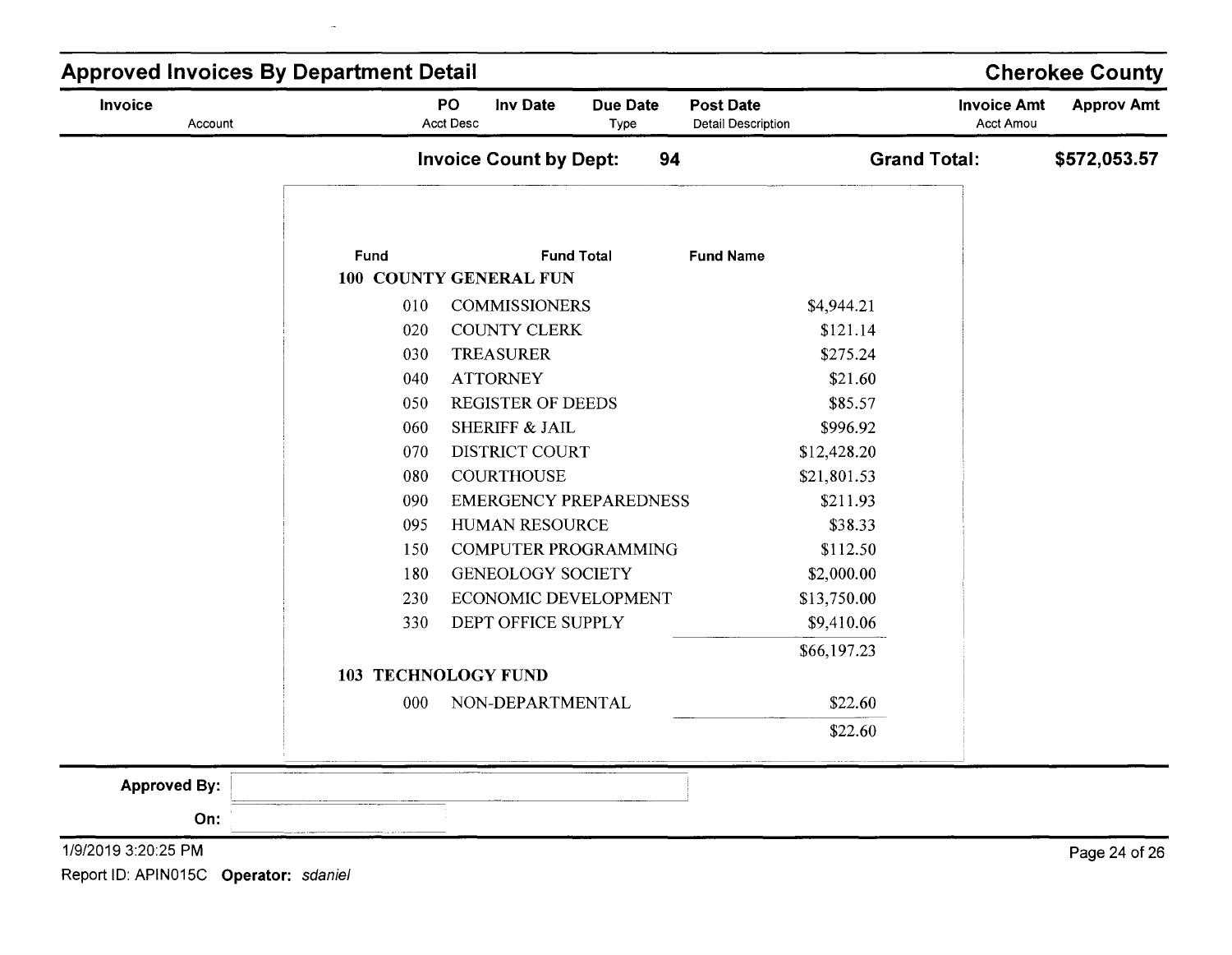## Approved Invoices By Department Detail

**Cherokee County**

| Invoice | PO | Inv Date | Due Date | Post Date | Invoice Amt | Approv Amt |
|---|---|---|---|---|---|---|
| Account | Acct Desc | | Type | Detail Description | Acct Amou | |

**Invoice Count by Dept: 94** **Grand Total: $572,053.57**

| Fund | Fund Total | Fund Name | |
|---|---|---|---|
| **100 COUNTY GENERAL FUN** | | | |
| 010 | COMMISSIONERS | | $4,944.21 |
| 020 | COUNTY CLERK | | $121.14 |
| 030 | TREASURER | | $275.24 |
| 040 | ATTORNEY | | $21.60 |
| 050 | REGISTER OF DEEDS | | $85.57 |
| 060 | SHERIFF & JAIL | | $996.92 |
| 070 | DISTRICT COURT | | $12,428.20 |
| 080 | COURTHOUSE | | $21,801.53 |
| 090 | EMERGENCY PREPAREDNESS | | $211.93 |
| 095 | HUMAN RESOURCE | | $38.33 |
| 150 | COMPUTER PROGRAMMING | | $112.50 |
| 180 | GENEOLOGY SOCIETY | | $2,000.00 |
| 230 | ECONOMIC DEVELOPMENT | | $13,750.00 |
| 330 | DEPT OFFICE SUPPLY | | $9,410.06 |
| | | | $66,197.23 |
| **103 TECHNOLOGY FUND** | | | |
| 000 | NON-DEPARTMENTAL | | $22.60 |
| | | | $22.60 |

**Approved By:**

**On:**

1/9/2019 3:20:25 PM

Report ID: APIN015C **Operator:** *sdaniel*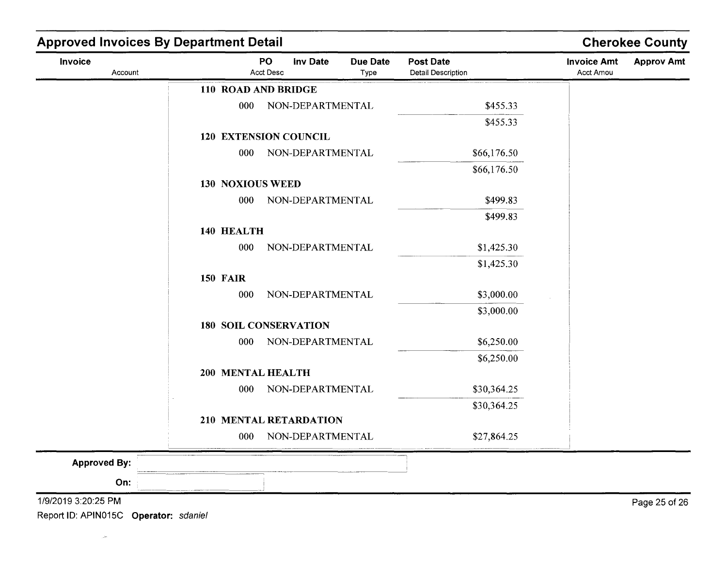## Approved Invoices By Department Detail

**Cherokee County**

| Invoice / Account | PO / Acct Desc | Inv Date | Due Date / Type | Post Date / Detail Description | Invoice Amt / Acct Amou | Approv Amt |
|---|---|---|---|---|---|---|

**110 ROAD AND BRIDGE**

| | | Amount |
|---|---|---|
| 000 | NON-DEPARTMENTAL | $455.33 |
| | | $455.33 |

**120 EXTENSION COUNCIL**

| | | Amount |
|---|---|---|
| 000 | NON-DEPARTMENTAL | $66,176.50 |
| | | $66,176.50 |

**130 NOXIOUS WEED**

| | | Amount |
|---|---|---|
| 000 | NON-DEPARTMENTAL | $499.83 |
| | | $499.83 |

**140 HEALTH**

| | | Amount |
|---|---|---|
| 000 | NON-DEPARTMENTAL | $1,425.30 |
| | | $1,425.30 |

**150 FAIR**

| | | Amount |
|---|---|---|
| 000 | NON-DEPARTMENTAL | $3,000.00 |
| | | $3,000.00 |

**180 SOIL CONSERVATION**

| | | Amount |
|---|---|---|
| 000 | NON-DEPARTMENTAL | $6,250.00 |
| | | $6,250.00 |

**200 MENTAL HEALTH**

| | | Amount |
|---|---|---|
| 000 | NON-DEPARTMENTAL | $30,364.25 |
| | | $30,364.25 |

**210 MENTAL RETARDATION**

| | | Amount |
|---|---|---|
| 000 | NON-DEPARTMENTAL | $27,864.25 |

**Approved By:**

**On:**

1/9/2019 3:20:25 PM

Report ID: APIN015C **Operator:** *sdaniel*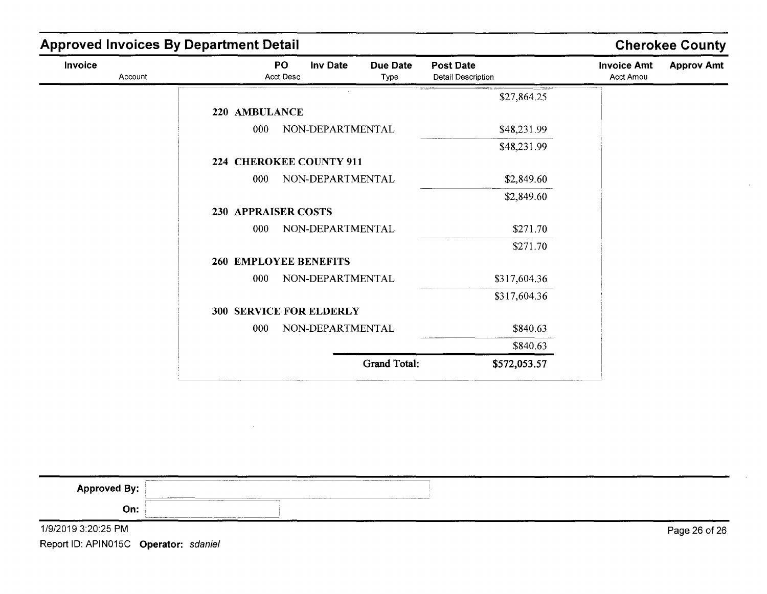## Approved Invoices By Department Detail

**Cherokee County**

| Invoice | PO | Inv Date | Due Date | Post Date | Invoice Amt | Approv Amt |
|---|---|---|---|---|---|---|
| Account | Acct Desc | | Type | Detail Description | Acct Amou | |

| | | |
|---|---|---|
| | | $27,864.25 |
| **220 AMBULANCE** | | |
| 000 | NON-DEPARTMENTAL | $48,231.99 |
| | | $48,231.99 |
| **224 CHEROKEE COUNTY 911** | | |
| 000 | NON-DEPARTMENTAL | $2,849.60 |
| | | $2,849.60 |
| **230 APPRAISER COSTS** | | |
| 000 | NON-DEPARTMENTAL | $271.70 |
| | | $271.70 |
| **260 EMPLOYEE BENEFITS** | | |
| 000 | NON-DEPARTMENTAL | $317,604.36 |
| | | $317,604.36 |
| **300 SERVICE FOR ELDERLY** | | |
| 000 | NON-DEPARTMENTAL | $840.63 |
| | | $840.63 |
| | **Grand Total:** | **$572,053.57** |

**Approved By:**

**On:**

1/9/2019 3:20:25 PM

Report ID: APIN015C **Operator:** *sdaniel*